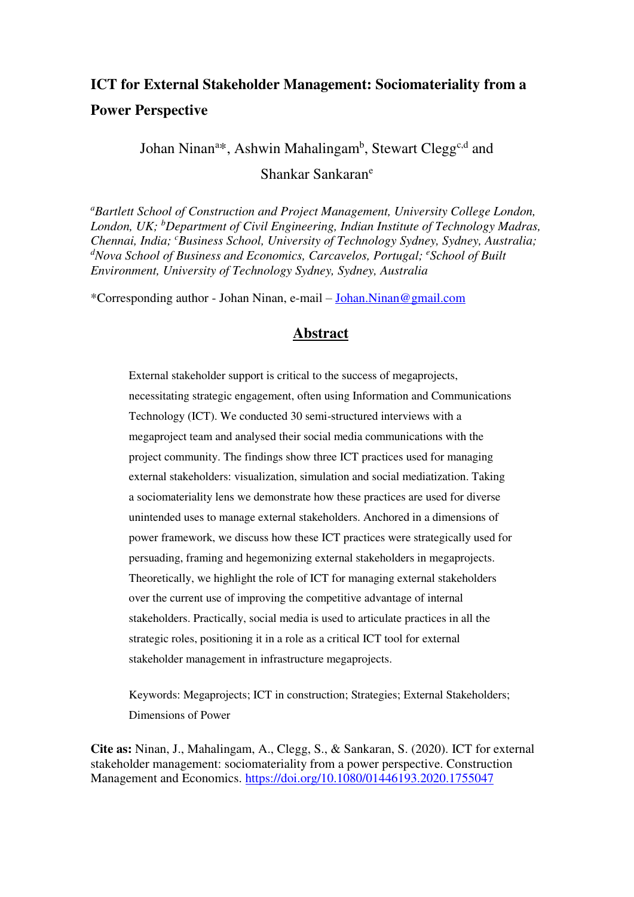# ICT for External Stakeholder Management: Sociomateriality from a Power Perspective

Johan Ninan[a]*, Ashwin Mahalingam[b], Stewart Clegg[c,d] and Shankar Sankaran[e]

*[a]Bartlett School of Construction and Project Management, University College London, London, UK; [b]Department of Civil Engineering, Indian Institute of Technology Madras, Chennai, India; [c]Business School, University of Technology Sydney, Sydney, Australia; [d]Nova School of Business and Economics, Carcavelos, Portugal; [e]School of Built Environment, University of Technology Sydney, Sydney, Australia*

*Corresponding author - Johan Ninan, e-mail – Johan.Ninan@gmail.com

## Abstract

External stakeholder support is critical to the success of megaprojects, necessitating strategic engagement, often using Information and Communications Technology (ICT). We conducted 30 semi-structured interviews with a megaproject team and analysed their social media communications with the project community. The findings show three ICT practices used for managing external stakeholders: visualization, simulation and social mediatization. Taking a sociomateriality lens we demonstrate how these practices are used for diverse unintended uses to manage external stakeholders. Anchored in a dimensions of power framework, we discuss how these ICT practices were strategically used for persuading, framing and hegemonizing external stakeholders in megaprojects. Theoretically, we highlight the role of ICT for managing external stakeholders over the current use of improving the competitive advantage of internal stakeholders. Practically, social media is used to articulate practices in all the strategic roles, positioning it in a role as a critical ICT tool for external stakeholder management in infrastructure megaprojects.

Keywords: Megaprojects; ICT in construction; Strategies; External Stakeholders; Dimensions of Power

**Cite as:** Ninan, J., Mahalingam, A., Clegg, S., & Sankaran, S. (2020). ICT for external stakeholder management: sociomateriality from a power perspective. Construction Management and Economics. https://doi.org/10.1080/01446193.2020.1755047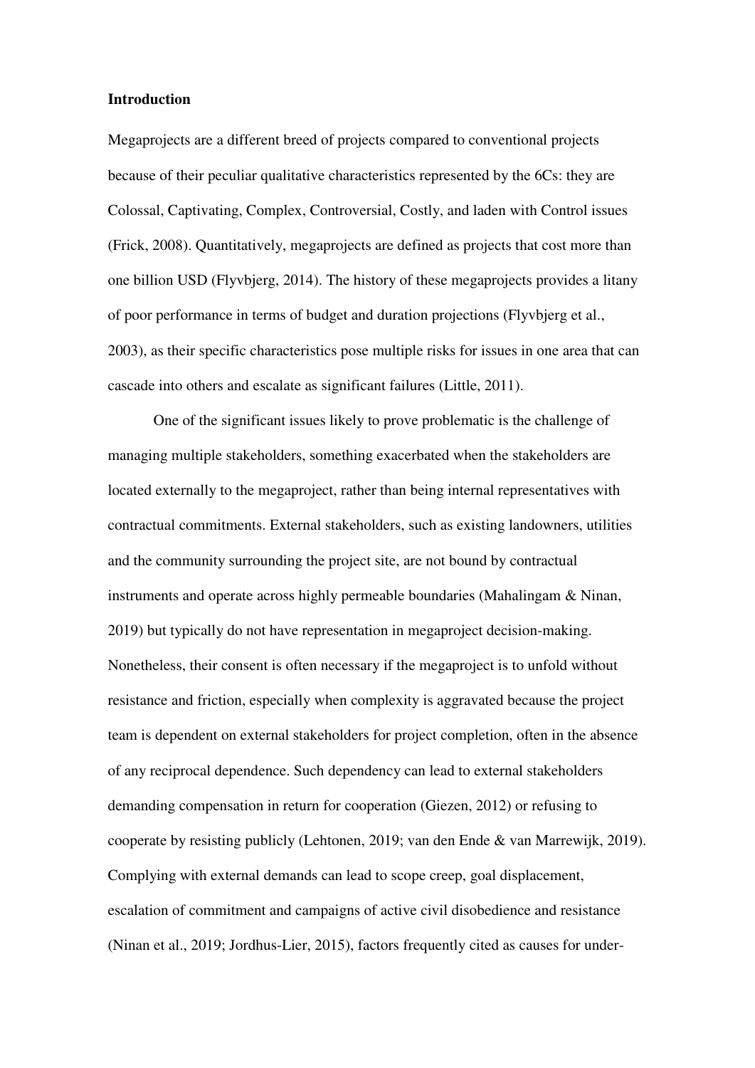**Introduction**

Megaprojects are a different breed of projects compared to conventional projects because of their peculiar qualitative characteristics represented by the 6Cs: they are Colossal, Captivating, Complex, Controversial, Costly, and laden with Control issues (Frick, 2008). Quantitatively, megaprojects are defined as projects that cost more than one billion USD (Flyvbjerg, 2014). The history of these megaprojects provides a litany of poor performance in terms of budget and duration projections (Flyvbjerg et al., 2003), as their specific characteristics pose multiple risks for issues in one area that can cascade into others and escalate as significant failures (Little, 2011).

One of the significant issues likely to prove problematic is the challenge of managing multiple stakeholders, something exacerbated when the stakeholders are located externally to the megaproject, rather than being internal representatives with contractual commitments. External stakeholders, such as existing landowners, utilities and the community surrounding the project site, are not bound by contractual instruments and operate across highly permeable boundaries (Mahalingam & Ninan, 2019) but typically do not have representation in megaproject decision-making. Nonetheless, their consent is often necessary if the megaproject is to unfold without resistance and friction, especially when complexity is aggravated because the project team is dependent on external stakeholders for project completion, often in the absence of any reciprocal dependence. Such dependency can lead to external stakeholders demanding compensation in return for cooperation (Giezen, 2012) or refusing to cooperate by resisting publicly (Lehtonen, 2019; van den Ende & van Marrewijk, 2019). Complying with external demands can lead to scope creep, goal displacement, escalation of commitment and campaigns of active civil disobedience and resistance (Ninan et al., 2019; Jordhus-Lier, 2015), factors frequently cited as causes for under-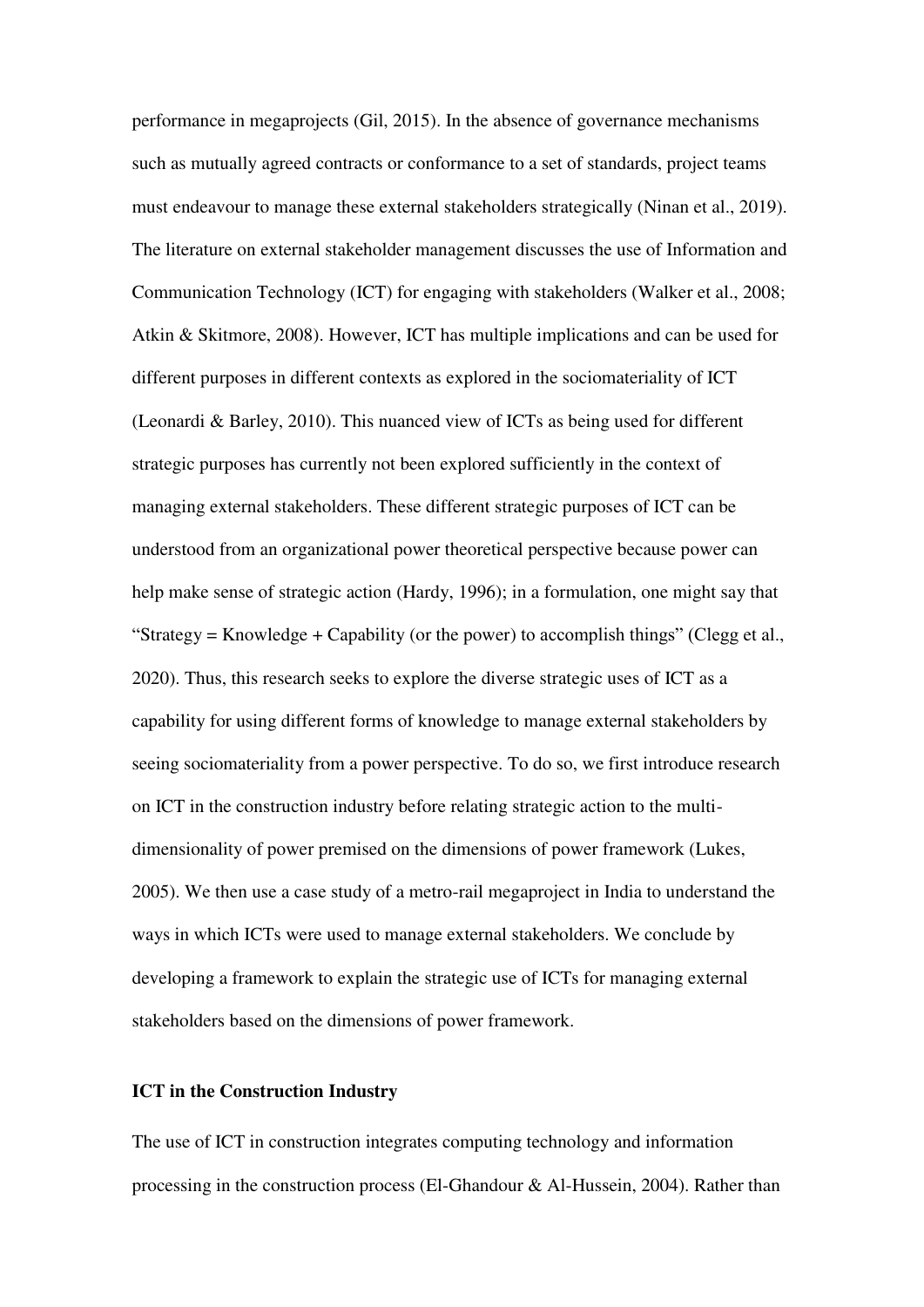performance in megaprojects (Gil, 2015). In the absence of governance mechanisms such as mutually agreed contracts or conformance to a set of standards, project teams must endeavour to manage these external stakeholders strategically (Ninan et al., 2019). The literature on external stakeholder management discusses the use of Information and Communication Technology (ICT) for engaging with stakeholders (Walker et al., 2008; Atkin & Skitmore, 2008). However, ICT has multiple implications and can be used for different purposes in different contexts as explored in the sociomateriality of ICT (Leonardi & Barley, 2010). This nuanced view of ICTs as being used for different strategic purposes has currently not been explored sufficiently in the context of managing external stakeholders. These different strategic purposes of ICT can be understood from an organizational power theoretical perspective because power can help make sense of strategic action (Hardy, 1996); in a formulation, one might say that "Strategy = Knowledge + Capability (or the power) to accomplish things" (Clegg et al., 2020). Thus, this research seeks to explore the diverse strategic uses of ICT as a capability for using different forms of knowledge to manage external stakeholders by seeing sociomateriality from a power perspective. To do so, we first introduce research on ICT in the construction industry before relating strategic action to the multi-dimensionality of power premised on the dimensions of power framework (Lukes, 2005). We then use a case study of a metro-rail megaproject in India to understand the ways in which ICTs were used to manage external stakeholders. We conclude by developing a framework to explain the strategic use of ICTs for managing external stakeholders based on the dimensions of power framework.

## ICT in the Construction Industry

The use of ICT in construction integrates computing technology and information processing in the construction process (El-Ghandour & Al-Hussein, 2004). Rather than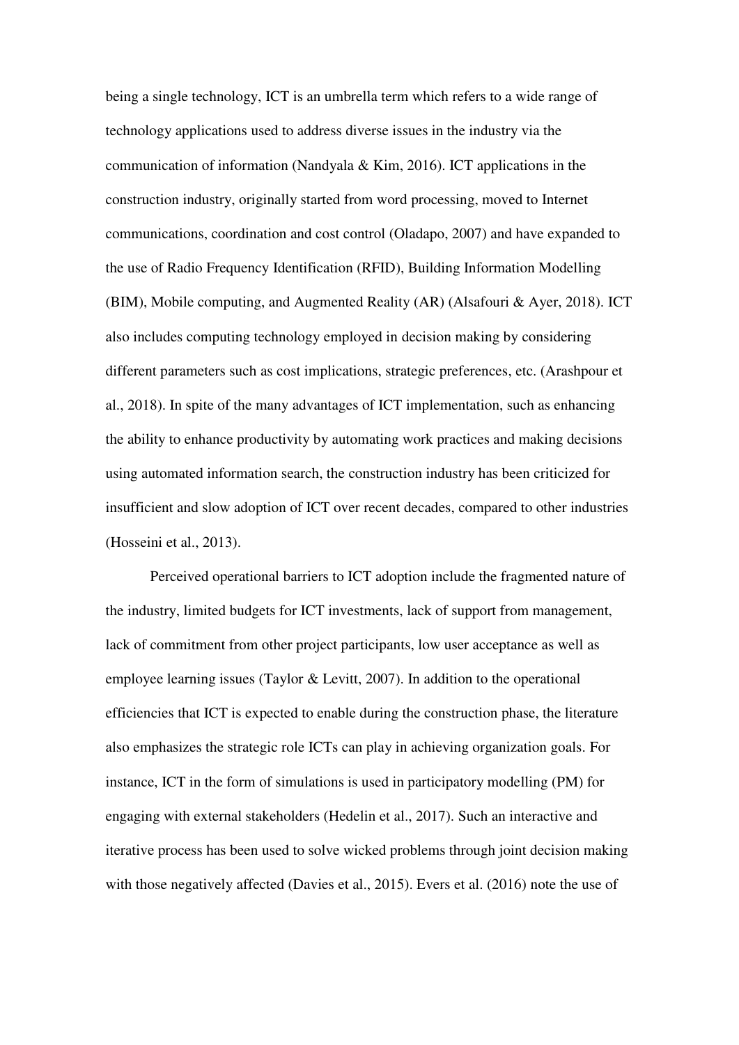being a single technology, ICT is an umbrella term which refers to a wide range of technology applications used to address diverse issues in the industry via the communication of information (Nandyala & Kim, 2016). ICT applications in the construction industry, originally started from word processing, moved to Internet communications, coordination and cost control (Oladapo, 2007) and have expanded to the use of Radio Frequency Identification (RFID), Building Information Modelling (BIM), Mobile computing, and Augmented Reality (AR) (Alsafouri & Ayer, 2018). ICT also includes computing technology employed in decision making by considering different parameters such as cost implications, strategic preferences, etc. (Arashpour et al., 2018). In spite of the many advantages of ICT implementation, such as enhancing the ability to enhance productivity by automating work practices and making decisions using automated information search, the construction industry has been criticized for insufficient and slow adoption of ICT over recent decades, compared to other industries (Hosseini et al., 2013).

Perceived operational barriers to ICT adoption include the fragmented nature of the industry, limited budgets for ICT investments, lack of support from management, lack of commitment from other project participants, low user acceptance as well as employee learning issues (Taylor & Levitt, 2007). In addition to the operational efficiencies that ICT is expected to enable during the construction phase, the literature also emphasizes the strategic role ICTs can play in achieving organization goals. For instance, ICT in the form of simulations is used in participatory modelling (PM) for engaging with external stakeholders (Hedelin et al., 2017). Such an interactive and iterative process has been used to solve wicked problems through joint decision making with those negatively affected (Davies et al., 2015). Evers et al. (2016) note the use of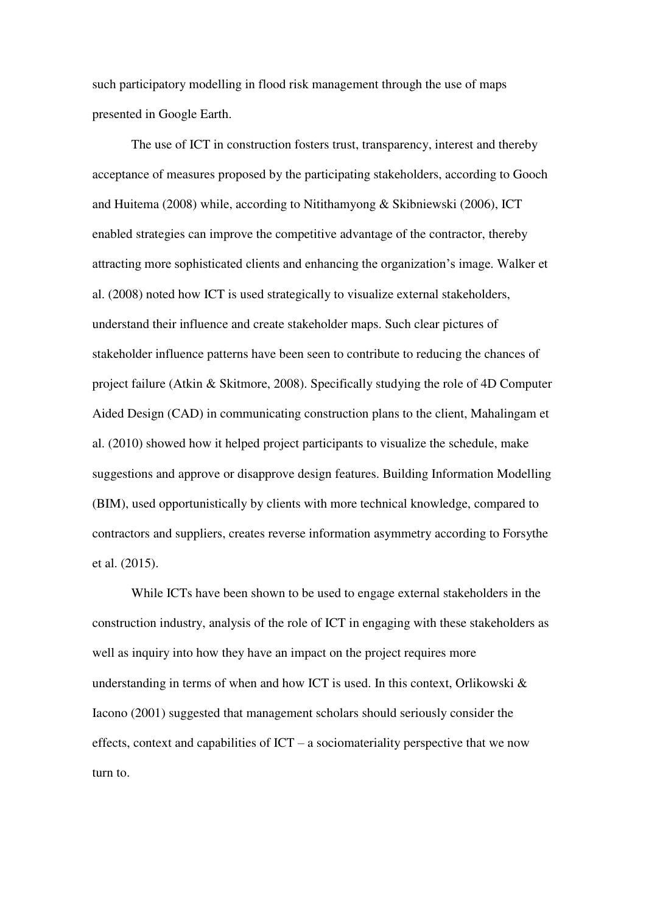such participatory modelling in flood risk management through the use of maps presented in Google Earth.

The use of ICT in construction fosters trust, transparency, interest and thereby acceptance of measures proposed by the participating stakeholders, according to Gooch and Huitema (2008) while, according to Nitithamyong & Skibniewski (2006), ICT enabled strategies can improve the competitive advantage of the contractor, thereby attracting more sophisticated clients and enhancing the organization's image. Walker et al. (2008) noted how ICT is used strategically to visualize external stakeholders, understand their influence and create stakeholder maps. Such clear pictures of stakeholder influence patterns have been seen to contribute to reducing the chances of project failure (Atkin & Skitmore, 2008). Specifically studying the role of 4D Computer Aided Design (CAD) in communicating construction plans to the client, Mahalingam et al. (2010) showed how it helped project participants to visualize the schedule, make suggestions and approve or disapprove design features. Building Information Modelling (BIM), used opportunistically by clients with more technical knowledge, compared to contractors and suppliers, creates reverse information asymmetry according to Forsythe et al. (2015).

While ICTs have been shown to be used to engage external stakeholders in the construction industry, analysis of the role of ICT in engaging with these stakeholders as well as inquiry into how they have an impact on the project requires more understanding in terms of when and how ICT is used. In this context, Orlikowski & Iacono (2001) suggested that management scholars should seriously consider the effects, context and capabilities of ICT – a sociomateriality perspective that we now turn to.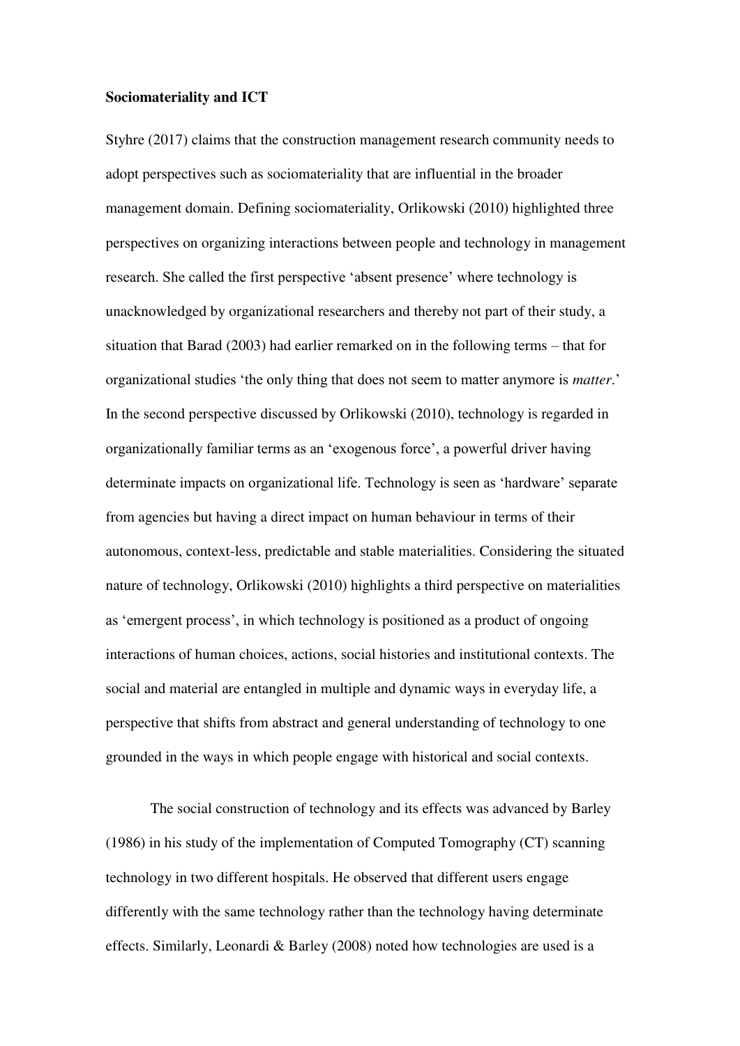**Sociomateriality and ICT**

Styhre (2017) claims that the construction management research community needs to adopt perspectives such as sociomateriality that are influential in the broader management domain. Defining sociomateriality, Orlikowski (2010) highlighted three perspectives on organizing interactions between people and technology in management research. She called the first perspective 'absent presence' where technology is unacknowledged by organizational researchers and thereby not part of their study, a situation that Barad (2003) had earlier remarked on in the following terms – that for organizational studies 'the only thing that does not seem to matter anymore is *matter*.' In the second perspective discussed by Orlikowski (2010), technology is regarded in organizationally familiar terms as an 'exogenous force', a powerful driver having determinate impacts on organizational life. Technology is seen as 'hardware' separate from agencies but having a direct impact on human behaviour in terms of their autonomous, context-less, predictable and stable materialities. Considering the situated nature of technology, Orlikowski (2010) highlights a third perspective on materialities as 'emergent process', in which technology is positioned as a product of ongoing interactions of human choices, actions, social histories and institutional contexts. The social and material are entangled in multiple and dynamic ways in everyday life, a perspective that shifts from abstract and general understanding of technology to one grounded in the ways in which people engage with historical and social contexts.

The social construction of technology and its effects was advanced by Barley (1986) in his study of the implementation of Computed Tomography (CT) scanning technology in two different hospitals. He observed that different users engage differently with the same technology rather than the technology having determinate effects. Similarly, Leonardi & Barley (2008) noted how technologies are used is a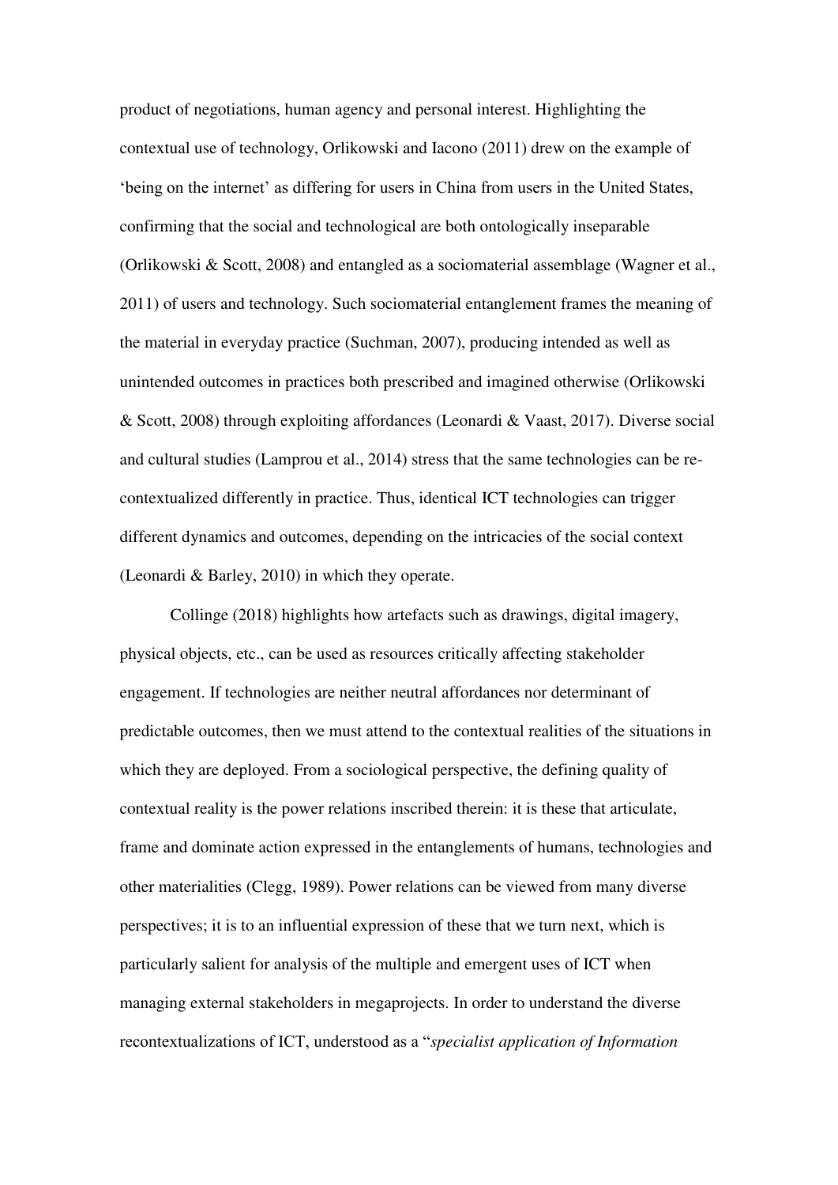product of negotiations, human agency and personal interest. Highlighting the contextual use of technology, Orlikowski and Iacono (2011) drew on the example of 'being on the internet' as differing for users in China from users in the United States, confirming that the social and technological are both ontologically inseparable (Orlikowski & Scott, 2008) and entangled as a sociomaterial assemblage (Wagner et al., 2011) of users and technology. Such sociomaterial entanglement frames the meaning of the material in everyday practice (Suchman, 2007), producing intended as well as unintended outcomes in practices both prescribed and imagined otherwise (Orlikowski & Scott, 2008) through exploiting affordances (Leonardi & Vaast, 2017). Diverse social and cultural studies (Lamprou et al., 2014) stress that the same technologies can be re-contextualized differently in practice. Thus, identical ICT technologies can trigger different dynamics and outcomes, depending on the intricacies of the social context (Leonardi & Barley, 2010) in which they operate.

Collinge (2018) highlights how artefacts such as drawings, digital imagery, physical objects, etc., can be used as resources critically affecting stakeholder engagement. If technologies are neither neutral affordances nor determinant of predictable outcomes, then we must attend to the contextual realities of the situations in which they are deployed. From a sociological perspective, the defining quality of contextual reality is the power relations inscribed therein: it is these that articulate, frame and dominate action expressed in the entanglements of humans, technologies and other materialities (Clegg, 1989). Power relations can be viewed from many diverse perspectives; it is to an influential expression of these that we turn next, which is particularly salient for analysis of the multiple and emergent uses of ICT when managing external stakeholders in megaprojects. In order to understand the diverse recontextualizations of ICT, understood as a "*specialist application of Information*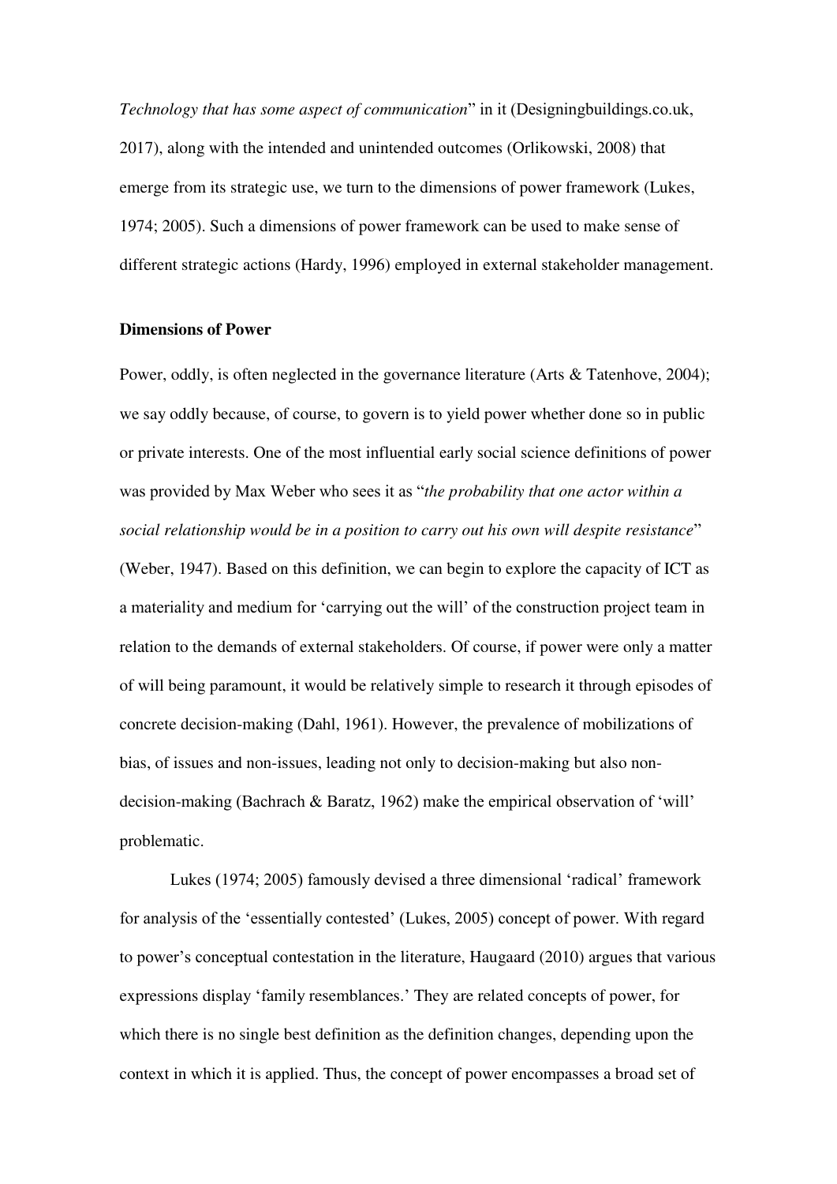*Technology that has some aspect of communication*" in it (Designingbuildings.co.uk, 2017), along with the intended and unintended outcomes (Orlikowski, 2008) that emerge from its strategic use, we turn to the dimensions of power framework (Lukes, 1974; 2005). Such a dimensions of power framework can be used to make sense of different strategic actions (Hardy, 1996) employed in external stakeholder management.

**Dimensions of Power**

Power, oddly, is often neglected in the governance literature (Arts & Tatenhove, 2004); we say oddly because, of course, to govern is to yield power whether done so in public or private interests. One of the most influential early social science definitions of power was provided by Max Weber who sees it as "*the probability that one actor within a social relationship would be in a position to carry out his own will despite resistance*" (Weber, 1947). Based on this definition, we can begin to explore the capacity of ICT as a materiality and medium for 'carrying out the will' of the construction project team in relation to the demands of external stakeholders. Of course, if power were only a matter of will being paramount, it would be relatively simple to research it through episodes of concrete decision-making (Dahl, 1961). However, the prevalence of mobilizations of bias, of issues and non-issues, leading not only to decision-making but also non-decision-making (Bachrach & Baratz, 1962) make the empirical observation of 'will' problematic.

Lukes (1974; 2005) famously devised a three dimensional 'radical' framework for analysis of the 'essentially contested' (Lukes, 2005) concept of power. With regard to power's conceptual contestation in the literature, Haugaard (2010) argues that various expressions display 'family resemblances.' They are related concepts of power, for which there is no single best definition as the definition changes, depending upon the context in which it is applied. Thus, the concept of power encompasses a broad set of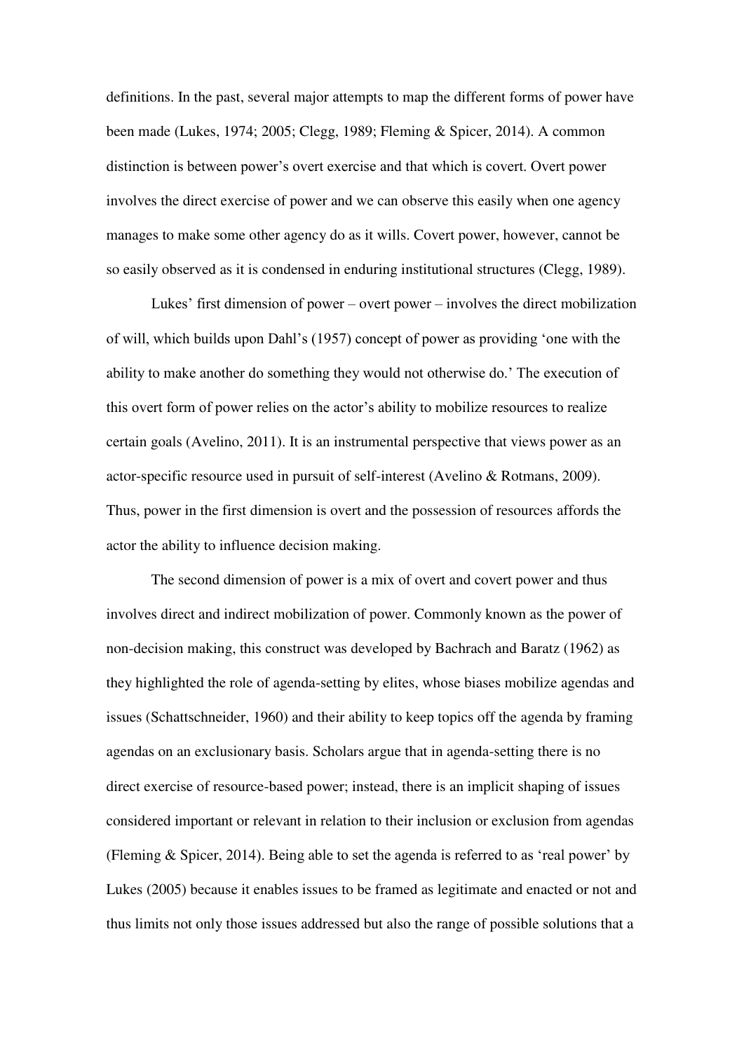definitions. In the past, several major attempts to map the different forms of power have been made (Lukes, 1974; 2005; Clegg, 1989; Fleming & Spicer, 2014). A common distinction is between power's overt exercise and that which is covert. Overt power involves the direct exercise of power and we can observe this easily when one agency manages to make some other agency do as it wills. Covert power, however, cannot be so easily observed as it is condensed in enduring institutional structures (Clegg, 1989).

Lukes' first dimension of power – overt power – involves the direct mobilization of will, which builds upon Dahl's (1957) concept of power as providing 'one with the ability to make another do something they would not otherwise do.' The execution of this overt form of power relies on the actor's ability to mobilize resources to realize certain goals (Avelino, 2011). It is an instrumental perspective that views power as an actor-specific resource used in pursuit of self-interest (Avelino & Rotmans, 2009). Thus, power in the first dimension is overt and the possession of resources affords the actor the ability to influence decision making.

The second dimension of power is a mix of overt and covert power and thus involves direct and indirect mobilization of power. Commonly known as the power of non-decision making, this construct was developed by Bachrach and Baratz (1962) as they highlighted the role of agenda-setting by elites, whose biases mobilize agendas and issues (Schattschneider, 1960) and their ability to keep topics off the agenda by framing agendas on an exclusionary basis. Scholars argue that in agenda-setting there is no direct exercise of resource-based power; instead, there is an implicit shaping of issues considered important or relevant in relation to their inclusion or exclusion from agendas (Fleming & Spicer, 2014). Being able to set the agenda is referred to as 'real power' by Lukes (2005) because it enables issues to be framed as legitimate and enacted or not and thus limits not only those issues addressed but also the range of possible solutions that a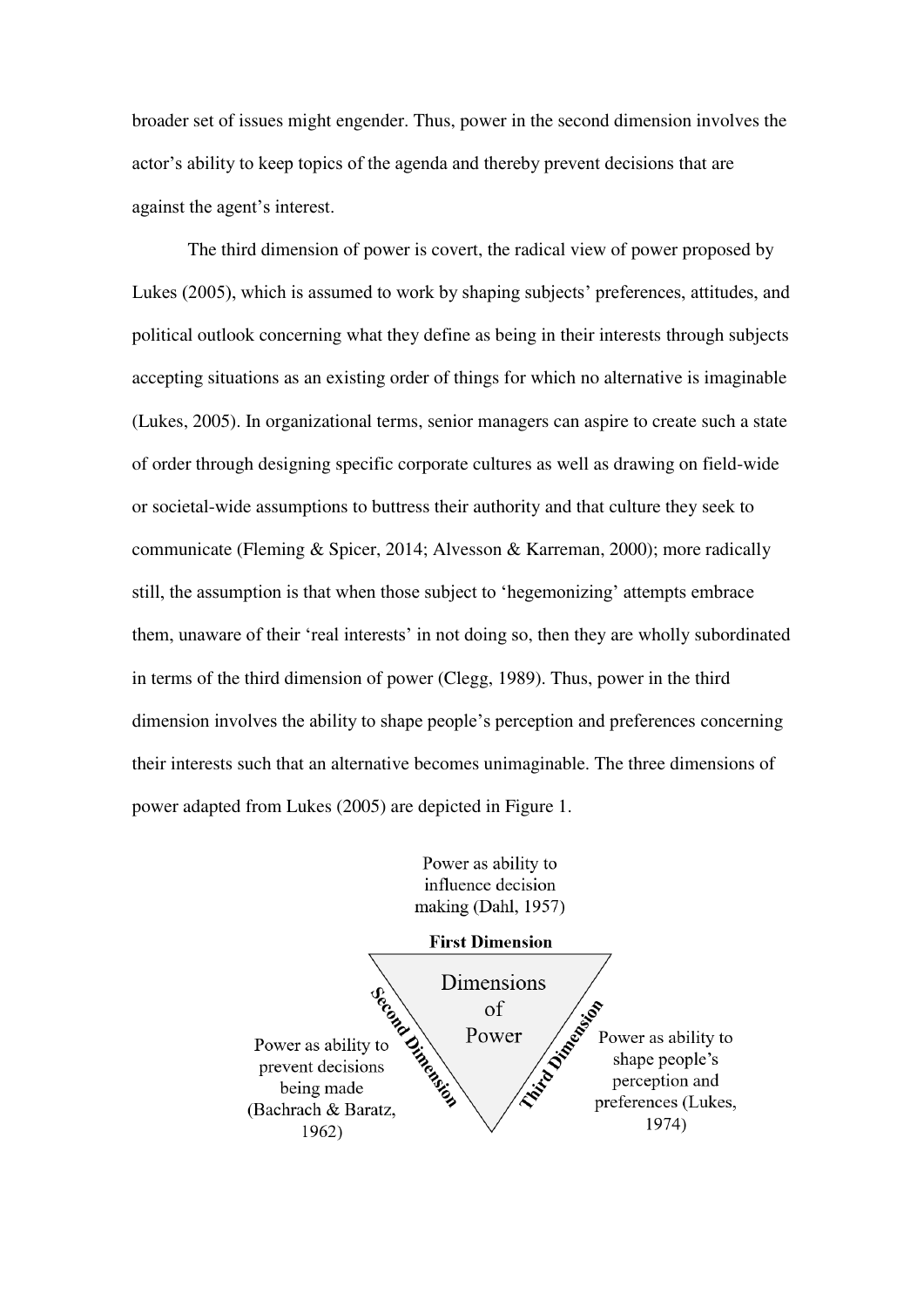broader set of issues might engender. Thus, power in the second dimension involves the actor's ability to keep topics of the agenda and thereby prevent decisions that are against the agent's interest.

The third dimension of power is covert, the radical view of power proposed by Lukes (2005), which is assumed to work by shaping subjects' preferences, attitudes, and political outlook concerning what they define as being in their interests through subjects accepting situations as an existing order of things for which no alternative is imaginable (Lukes, 2005). In organizational terms, senior managers can aspire to create such a state of order through designing specific corporate cultures as well as drawing on field-wide or societal-wide assumptions to buttress their authority and that culture they seek to communicate (Fleming & Spicer, 2014; Alvesson & Karreman, 2000); more radically still, the assumption is that when those subject to 'hegemonizing' attempts embrace them, unaware of their 'real interests' in not doing so, then they are wholly subordinated in terms of the third dimension of power (Clegg, 1989). Thus, power in the third dimension involves the ability to shape people's perception and preferences concerning their interests such that an alternative becomes unimaginable. The three dimensions of power adapted from Lukes (2005) are depicted in Figure 1.

Power as ability to influence decision making (Dahl, 1957)

**First Dimension**

Dimensions of Power

**Second Dimension**

Power as ability to prevent decisions being made (Bachrach & Baratz, 1962)

**Third Dimension**

Power as ability to shape people's perception and preferences (Lukes, 1974)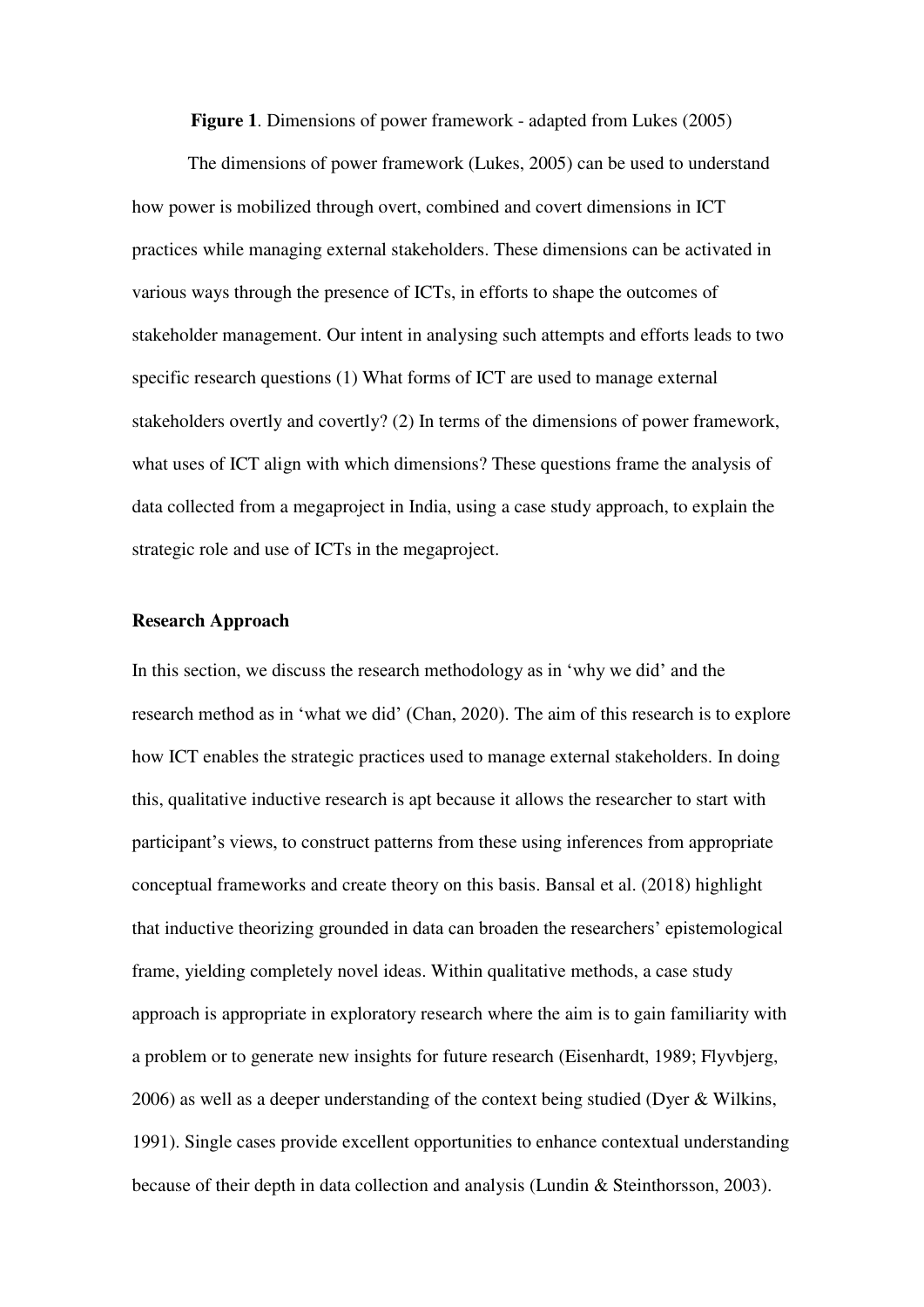**Figure 1**. Dimensions of power framework - adapted from Lukes (2005)

The dimensions of power framework (Lukes, 2005) can be used to understand how power is mobilized through overt, combined and covert dimensions in ICT practices while managing external stakeholders. These dimensions can be activated in various ways through the presence of ICTs, in efforts to shape the outcomes of stakeholder management. Our intent in analysing such attempts and efforts leads to two specific research questions (1) What forms of ICT are used to manage external stakeholders overtly and covertly? (2) In terms of the dimensions of power framework, what uses of ICT align with which dimensions? These questions frame the analysis of data collected from a megaproject in India, using a case study approach, to explain the strategic role and use of ICTs in the megaproject.

## Research Approach

In this section, we discuss the research methodology as in 'why we did' and the research method as in 'what we did' (Chan, 2020). The aim of this research is to explore how ICT enables the strategic practices used to manage external stakeholders. In doing this, qualitative inductive research is apt because it allows the researcher to start with participant's views, to construct patterns from these using inferences from appropriate conceptual frameworks and create theory on this basis. Bansal et al. (2018) highlight that inductive theorizing grounded in data can broaden the researchers' epistemological frame, yielding completely novel ideas. Within qualitative methods, a case study approach is appropriate in exploratory research where the aim is to gain familiarity with a problem or to generate new insights for future research (Eisenhardt, 1989; Flyvbjerg, 2006) as well as a deeper understanding of the context being studied (Dyer & Wilkins, 1991). Single cases provide excellent opportunities to enhance contextual understanding because of their depth in data collection and analysis (Lundin & Steinthorsson, 2003).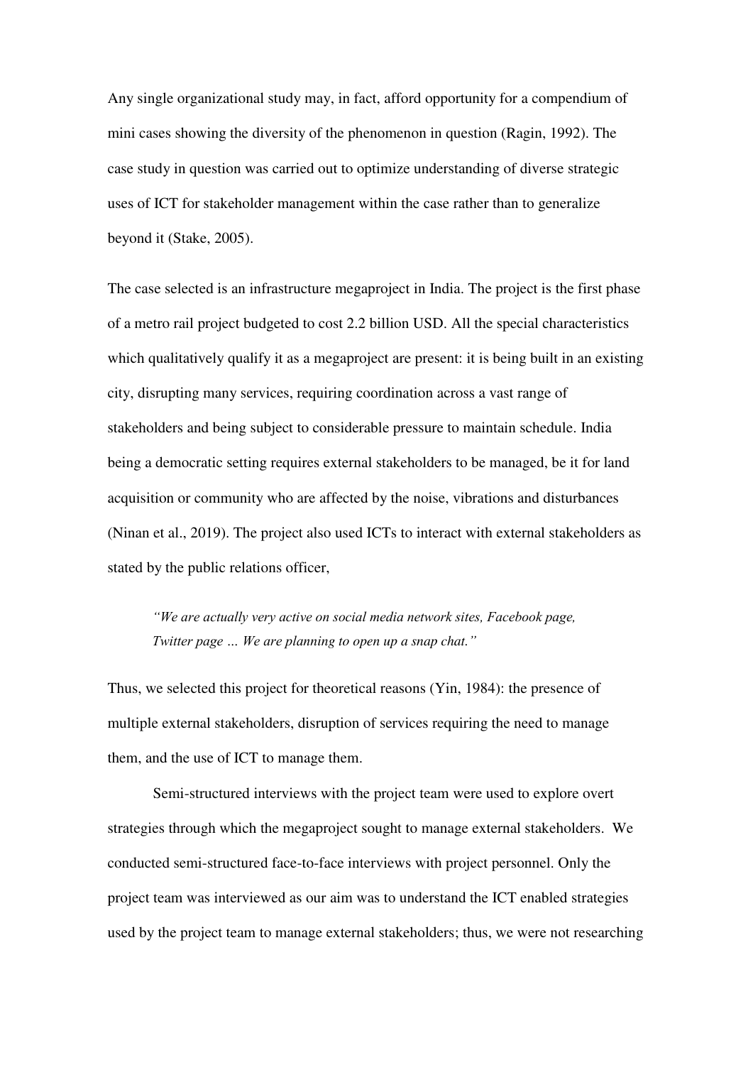Any single organizational study may, in fact, afford opportunity for a compendium of mini cases showing the diversity of the phenomenon in question (Ragin, 1992). The case study in question was carried out to optimize understanding of diverse strategic uses of ICT for stakeholder management within the case rather than to generalize beyond it (Stake, 2005).

The case selected is an infrastructure megaproject in India. The project is the first phase of a metro rail project budgeted to cost 2.2 billion USD. All the special characteristics which qualitatively qualify it as a megaproject are present: it is being built in an existing city, disrupting many services, requiring coordination across a vast range of stakeholders and being subject to considerable pressure to maintain schedule. India being a democratic setting requires external stakeholders to be managed, be it for land acquisition or community who are affected by the noise, vibrations and disturbances (Ninan et al., 2019). The project also used ICTs to interact with external stakeholders as stated by the public relations officer,

> *"We are actually very active on social media network sites, Facebook page, Twitter page … We are planning to open up a snap chat."*

Thus, we selected this project for theoretical reasons (Yin, 1984): the presence of multiple external stakeholders, disruption of services requiring the need to manage them, and the use of ICT to manage them.

Semi-structured interviews with the project team were used to explore overt strategies through which the megaproject sought to manage external stakeholders. We conducted semi-structured face-to-face interviews with project personnel. Only the project team was interviewed as our aim was to understand the ICT enabled strategies used by the project team to manage external stakeholders; thus, we were not researching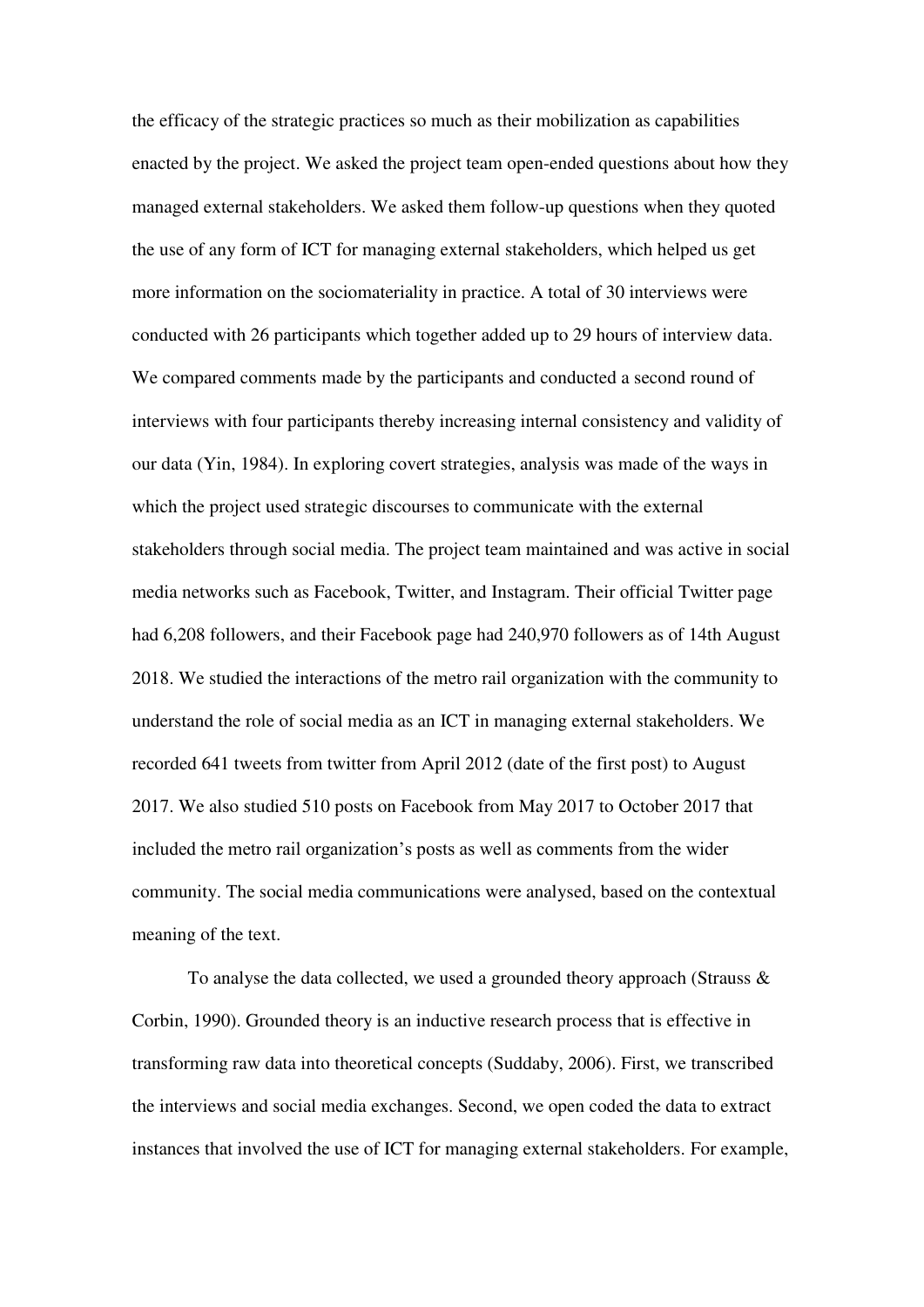the efficacy of the strategic practices so much as their mobilization as capabilities enacted by the project. We asked the project team open-ended questions about how they managed external stakeholders. We asked them follow-up questions when they quoted the use of any form of ICT for managing external stakeholders, which helped us get more information on the sociomateriality in practice. A total of 30 interviews were conducted with 26 participants which together added up to 29 hours of interview data. We compared comments made by the participants and conducted a second round of interviews with four participants thereby increasing internal consistency and validity of our data (Yin, 1984). In exploring covert strategies, analysis was made of the ways in which the project used strategic discourses to communicate with the external stakeholders through social media. The project team maintained and was active in social media networks such as Facebook, Twitter, and Instagram. Their official Twitter page had 6,208 followers, and their Facebook page had 240,970 followers as of 14th August 2018. We studied the interactions of the metro rail organization with the community to understand the role of social media as an ICT in managing external stakeholders. We recorded 641 tweets from twitter from April 2012 (date of the first post) to August 2017. We also studied 510 posts on Facebook from May 2017 to October 2017 that included the metro rail organization's posts as well as comments from the wider community. The social media communications were analysed, based on the contextual meaning of the text.

To analyse the data collected, we used a grounded theory approach (Strauss & Corbin, 1990). Grounded theory is an inductive research process that is effective in transforming raw data into theoretical concepts (Suddaby, 2006). First, we transcribed the interviews and social media exchanges. Second, we open coded the data to extract instances that involved the use of ICT for managing external stakeholders. For example,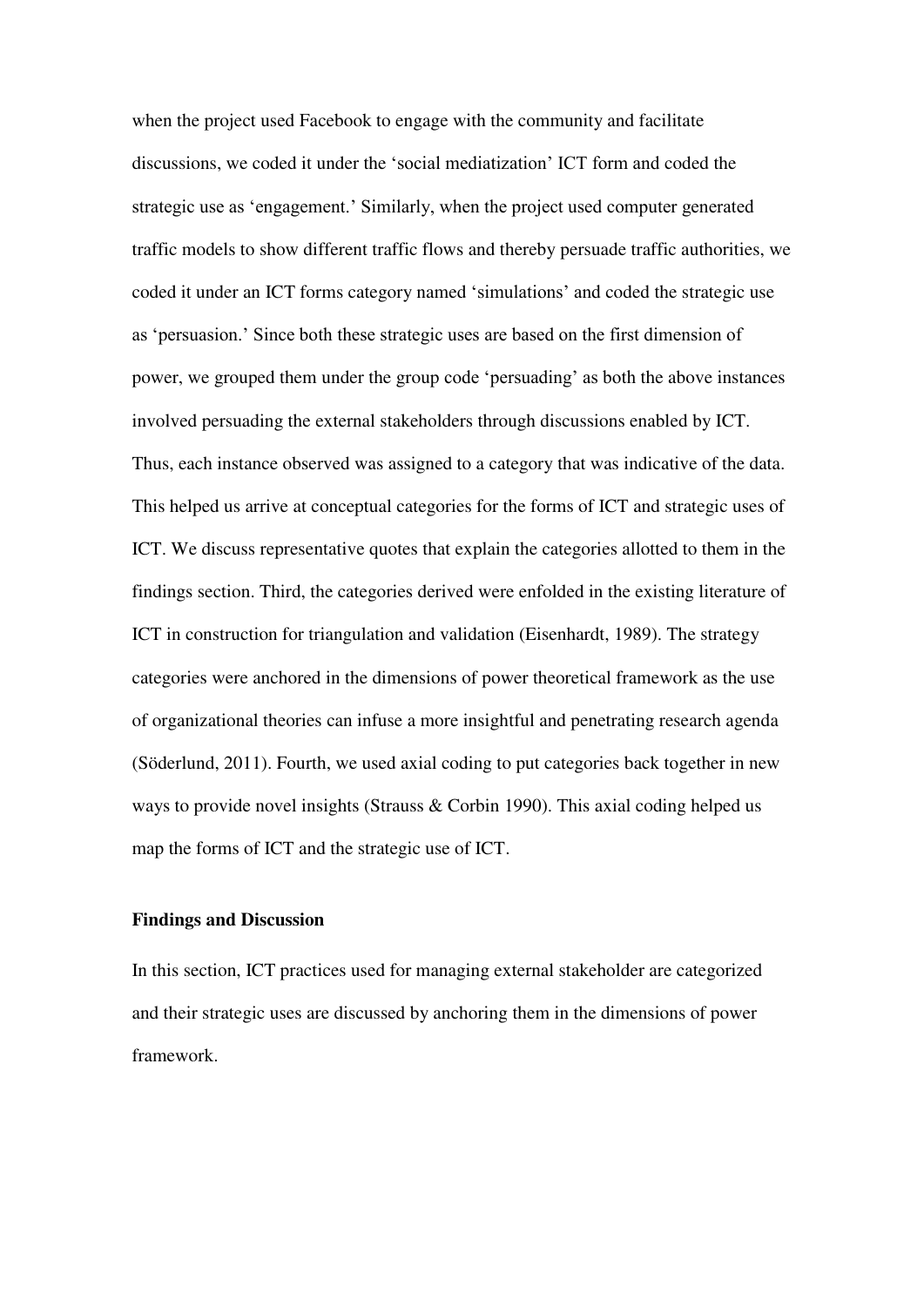when the project used Facebook to engage with the community and facilitate discussions, we coded it under the 'social mediatization' ICT form and coded the strategic use as 'engagement.' Similarly, when the project used computer generated traffic models to show different traffic flows and thereby persuade traffic authorities, we coded it under an ICT forms category named 'simulations' and coded the strategic use as 'persuasion.' Since both these strategic uses are based on the first dimension of power, we grouped them under the group code 'persuading' as both the above instances involved persuading the external stakeholders through discussions enabled by ICT. Thus, each instance observed was assigned to a category that was indicative of the data. This helped us arrive at conceptual categories for the forms of ICT and strategic uses of ICT. We discuss representative quotes that explain the categories allotted to them in the findings section. Third, the categories derived were enfolded in the existing literature of ICT in construction for triangulation and validation (Eisenhardt, 1989). The strategy categories were anchored in the dimensions of power theoretical framework as the use of organizational theories can infuse a more insightful and penetrating research agenda (Söderlund, 2011). Fourth, we used axial coding to put categories back together in new ways to provide novel insights (Strauss & Corbin 1990). This axial coding helped us map the forms of ICT and the strategic use of ICT.

## Findings and Discussion

In this section, ICT practices used for managing external stakeholder are categorized and their strategic uses are discussed by anchoring them in the dimensions of power framework.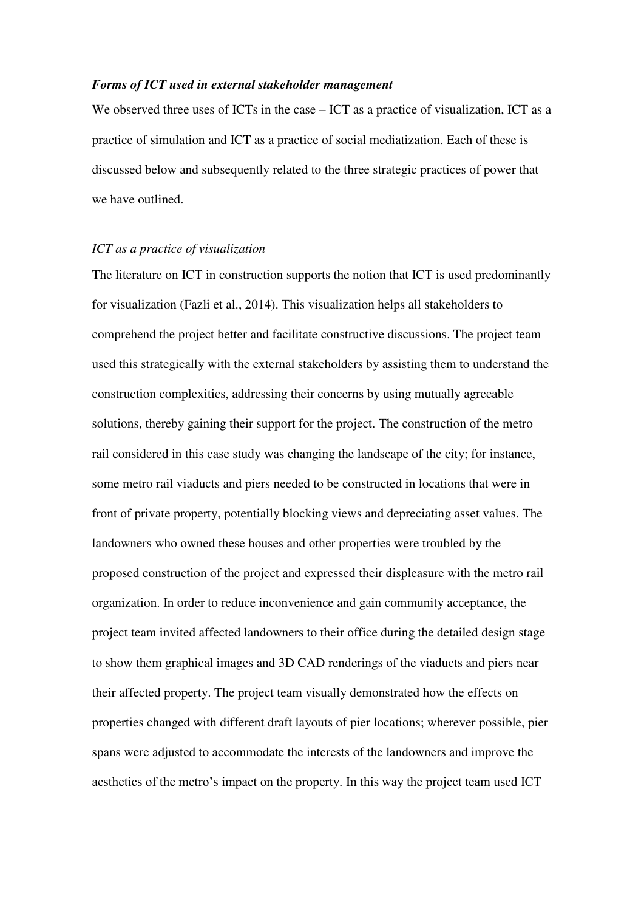***Forms of ICT used in external stakeholder management***

We observed three uses of ICTs in the case – ICT as a practice of visualization, ICT as a practice of simulation and ICT as a practice of social mediatization. Each of these is discussed below and subsequently related to the three strategic practices of power that we have outlined.

*ICT as a practice of visualization*

The literature on ICT in construction supports the notion that ICT is used predominantly for visualization (Fazli et al., 2014). This visualization helps all stakeholders to comprehend the project better and facilitate constructive discussions. The project team used this strategically with the external stakeholders by assisting them to understand the construction complexities, addressing their concerns by using mutually agreeable solutions, thereby gaining their support for the project. The construction of the metro rail considered in this case study was changing the landscape of the city; for instance, some metro rail viaducts and piers needed to be constructed in locations that were in front of private property, potentially blocking views and depreciating asset values. The landowners who owned these houses and other properties were troubled by the proposed construction of the project and expressed their displeasure with the metro rail organization. In order to reduce inconvenience and gain community acceptance, the project team invited affected landowners to their office during the detailed design stage to show them graphical images and 3D CAD renderings of the viaducts and piers near their affected property. The project team visually demonstrated how the effects on properties changed with different draft layouts of pier locations; wherever possible, pier spans were adjusted to accommodate the interests of the landowners and improve the aesthetics of the metro's impact on the property. In this way the project team used ICT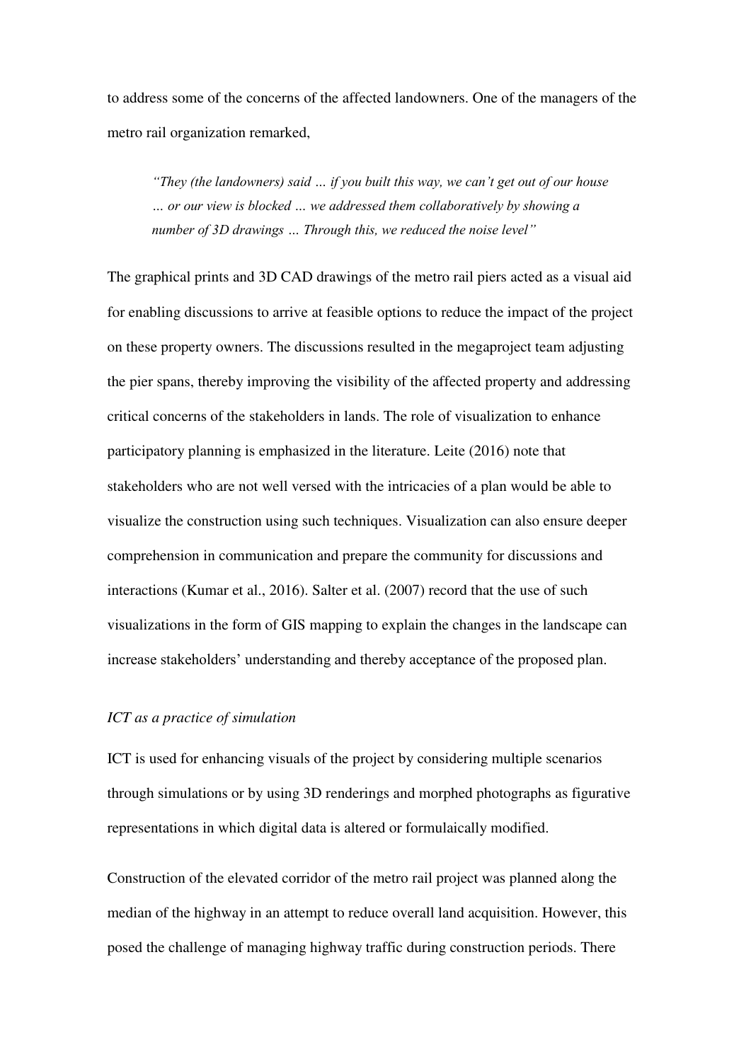to address some of the concerns of the affected landowners. One of the managers of the metro rail organization remarked,

> *"They (the landowners) said … if you built this way, we can't get out of our house … or our view is blocked … we addressed them collaboratively by showing a number of 3D drawings … Through this, we reduced the noise level"*

The graphical prints and 3D CAD drawings of the metro rail piers acted as a visual aid for enabling discussions to arrive at feasible options to reduce the impact of the project on these property owners. The discussions resulted in the megaproject team adjusting the pier spans, thereby improving the visibility of the affected property and addressing critical concerns of the stakeholders in lands. The role of visualization to enhance participatory planning is emphasized in the literature. Leite (2016) note that stakeholders who are not well versed with the intricacies of a plan would be able to visualize the construction using such techniques. Visualization can also ensure deeper comprehension in communication and prepare the community for discussions and interactions (Kumar et al., 2016). Salter et al. (2007) record that the use of such visualizations in the form of GIS mapping to explain the changes in the landscape can increase stakeholders' understanding and thereby acceptance of the proposed plan.

*ICT as a practice of simulation*

ICT is used for enhancing visuals of the project by considering multiple scenarios through simulations or by using 3D renderings and morphed photographs as figurative representations in which digital data is altered or formulaically modified.

Construction of the elevated corridor of the metro rail project was planned along the median of the highway in an attempt to reduce overall land acquisition. However, this posed the challenge of managing highway traffic during construction periods. There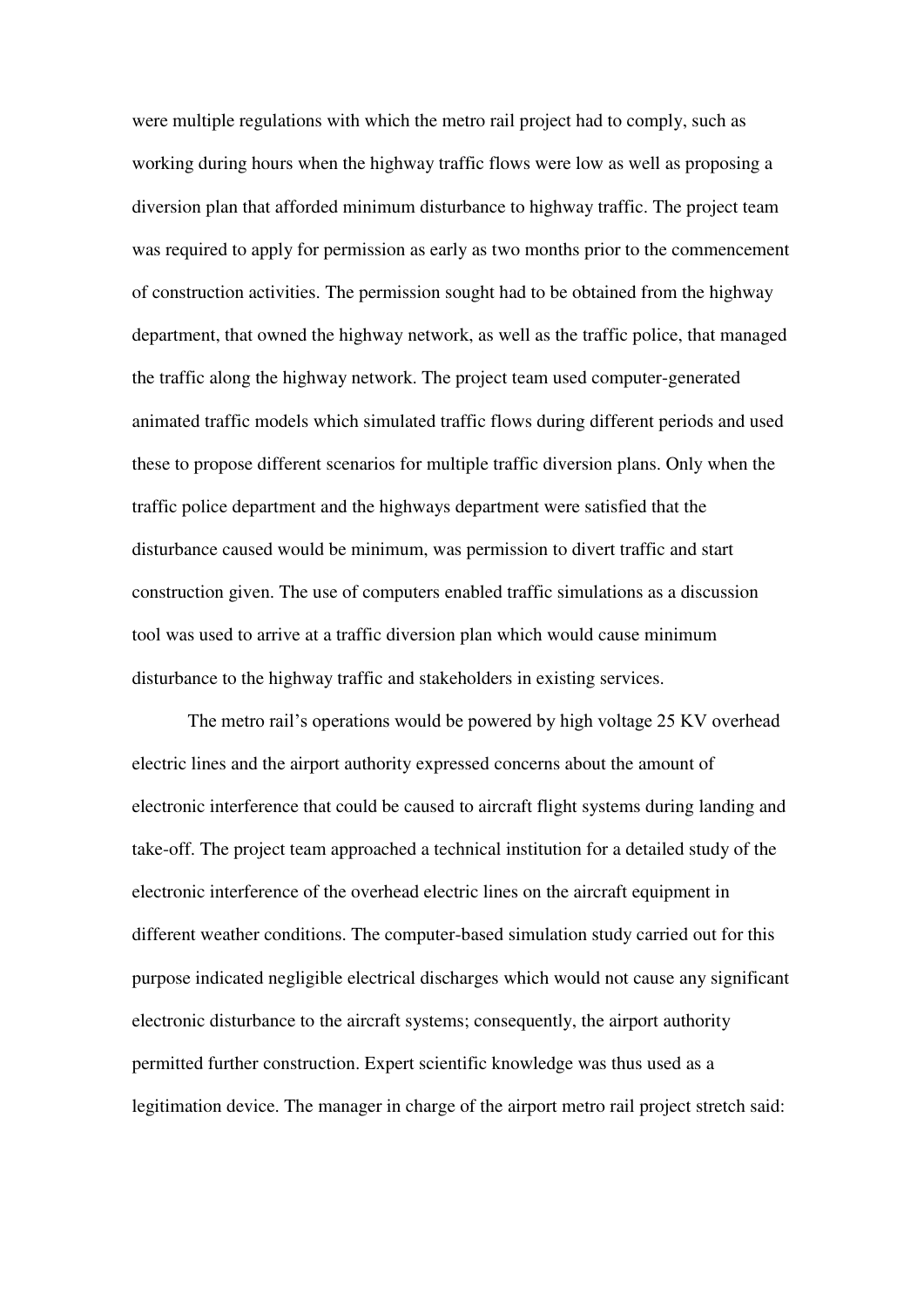were multiple regulations with which the metro rail project had to comply, such as working during hours when the highway traffic flows were low as well as proposing a diversion plan that afforded minimum disturbance to highway traffic. The project team was required to apply for permission as early as two months prior to the commencement of construction activities. The permission sought had to be obtained from the highway department, that owned the highway network, as well as the traffic police, that managed the traffic along the highway network. The project team used computer-generated animated traffic models which simulated traffic flows during different periods and used these to propose different scenarios for multiple traffic diversion plans. Only when the traffic police department and the highways department were satisfied that the disturbance caused would be minimum, was permission to divert traffic and start construction given. The use of computers enabled traffic simulations as a discussion tool was used to arrive at a traffic diversion plan which would cause minimum disturbance to the highway traffic and stakeholders in existing services.

The metro rail's operations would be powered by high voltage 25 KV overhead electric lines and the airport authority expressed concerns about the amount of electronic interference that could be caused to aircraft flight systems during landing and take-off. The project team approached a technical institution for a detailed study of the electronic interference of the overhead electric lines on the aircraft equipment in different weather conditions. The computer-based simulation study carried out for this purpose indicated negligible electrical discharges which would not cause any significant electronic disturbance to the aircraft systems; consequently, the airport authority permitted further construction. Expert scientific knowledge was thus used as a legitimation device. The manager in charge of the airport metro rail project stretch said: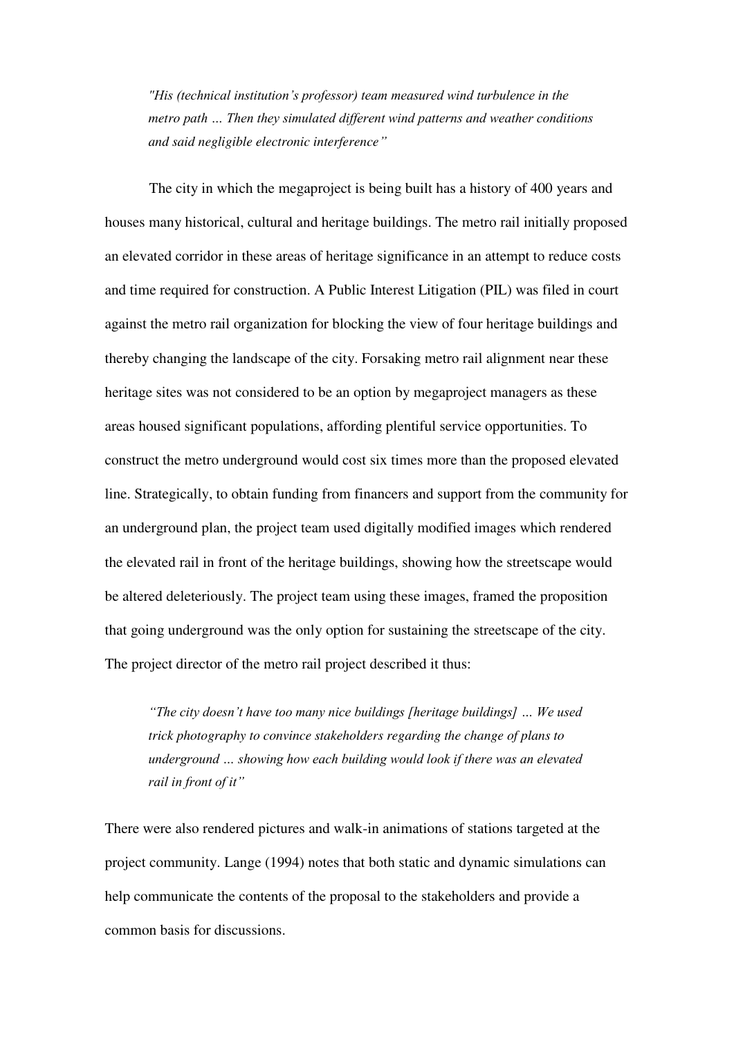> *"His (technical institution's professor) team measured wind turbulence in the metro path … Then they simulated different wind patterns and weather conditions and said negligible electronic interference"*

The city in which the megaproject is being built has a history of 400 years and houses many historical, cultural and heritage buildings. The metro rail initially proposed an elevated corridor in these areas of heritage significance in an attempt to reduce costs and time required for construction. A Public Interest Litigation (PIL) was filed in court against the metro rail organization for blocking the view of four heritage buildings and thereby changing the landscape of the city. Forsaking metro rail alignment near these heritage sites was not considered to be an option by megaproject managers as these areas housed significant populations, affording plentiful service opportunities. To construct the metro underground would cost six times more than the proposed elevated line. Strategically, to obtain funding from financers and support from the community for an underground plan, the project team used digitally modified images which rendered the elevated rail in front of the heritage buildings, showing how the streetscape would be altered deleteriously. The project team using these images, framed the proposition that going underground was the only option for sustaining the streetscape of the city. The project director of the metro rail project described it thus:

> *"The city doesn't have too many nice buildings [heritage buildings] … We used trick photography to convince stakeholders regarding the change of plans to underground … showing how each building would look if there was an elevated rail in front of it"*

There were also rendered pictures and walk-in animations of stations targeted at the project community. Lange (1994) notes that both static and dynamic simulations can help communicate the contents of the proposal to the stakeholders and provide a common basis for discussions.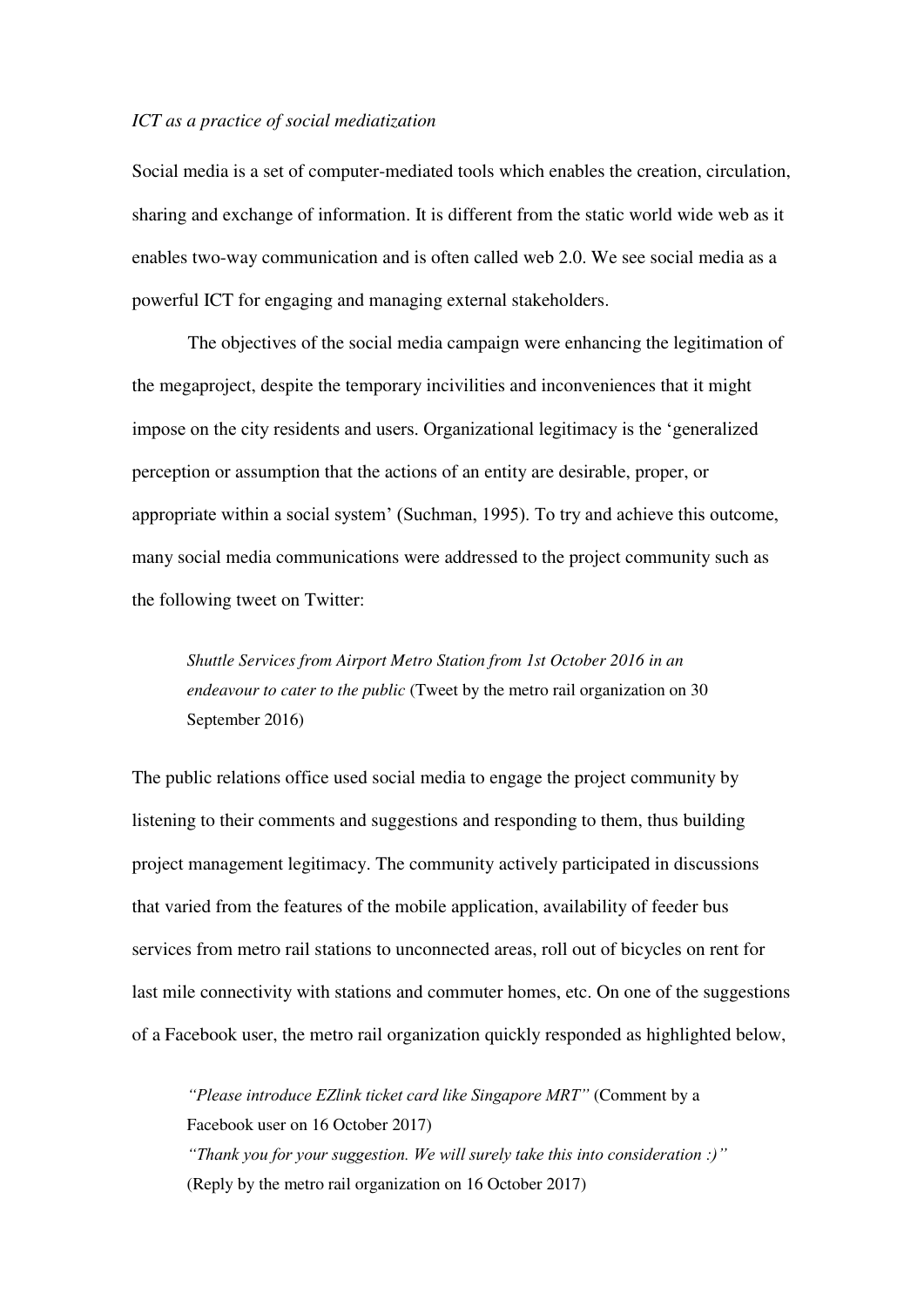*ICT as a practice of social mediatization*

Social media is a set of computer-mediated tools which enables the creation, circulation, sharing and exchange of information. It is different from the static world wide web as it enables two-way communication and is often called web 2.0. We see social media as a powerful ICT for engaging and managing external stakeholders.

The objectives of the social media campaign were enhancing the legitimation of the megaproject, despite the temporary incivilities and inconveniences that it might impose on the city residents and users. Organizational legitimacy is the 'generalized perception or assumption that the actions of an entity are desirable, proper, or appropriate within a social system' (Suchman, 1995). To try and achieve this outcome, many social media communications were addressed to the project community such as the following tweet on Twitter:

> *Shuttle Services from Airport Metro Station from 1st October 2016 in an endeavour to cater to the public* (Tweet by the metro rail organization on 30 September 2016)

The public relations office used social media to engage the project community by listening to their comments and suggestions and responding to them, thus building project management legitimacy. The community actively participated in discussions that varied from the features of the mobile application, availability of feeder bus services from metro rail stations to unconnected areas, roll out of bicycles on rent for last mile connectivity with stations and commuter homes, etc. On one of the suggestions of a Facebook user, the metro rail organization quickly responded as highlighted below,

> *"Please introduce EZlink ticket card like Singapore MRT"* (Comment by a Facebook user on 16 October 2017)
> *"Thank you for your suggestion. We will surely take this into consideration :)"* (Reply by the metro rail organization on 16 October 2017)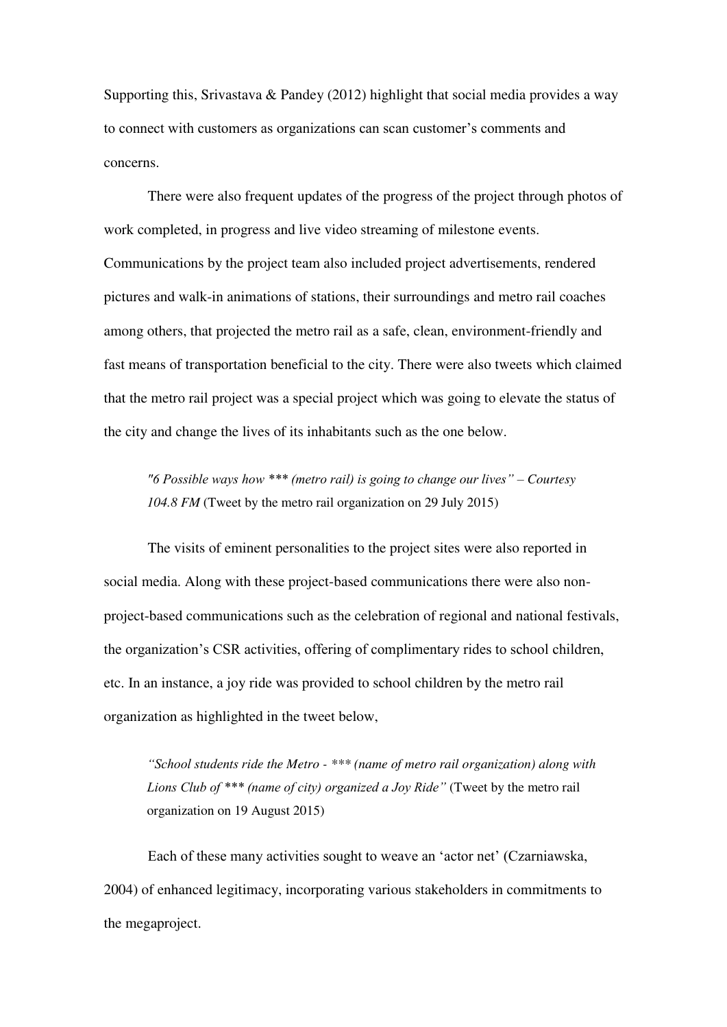Supporting this, Srivastava & Pandey (2012) highlight that social media provides a way to connect with customers as organizations can scan customer's comments and concerns.

There were also frequent updates of the progress of the project through photos of work completed, in progress and live video streaming of milestone events. Communications by the project team also included project advertisements, rendered pictures and walk-in animations of stations, their surroundings and metro rail coaches among others, that projected the metro rail as a safe, clean, environment-friendly and fast means of transportation beneficial to the city. There were also tweets which claimed that the metro rail project was a special project which was going to elevate the status of the city and change the lives of its inhabitants such as the one below.

> *"6 Possible ways how *** (metro rail) is going to change our lives" – Courtesy 104.8 FM* (Tweet by the metro rail organization on 29 July 2015)

The visits of eminent personalities to the project sites were also reported in social media. Along with these project-based communications there were also non-project-based communications such as the celebration of regional and national festivals, the organization's CSR activities, offering of complimentary rides to school children, etc. In an instance, a joy ride was provided to school children by the metro rail organization as highlighted in the tweet below,

> *"School students ride the Metro - *** (name of metro rail organization) along with Lions Club of *** (name of city) organized a Joy Ride"* (Tweet by the metro rail organization on 19 August 2015)

Each of these many activities sought to weave an 'actor net' (Czarniawska, 2004) of enhanced legitimacy, incorporating various stakeholders in commitments to the megaproject.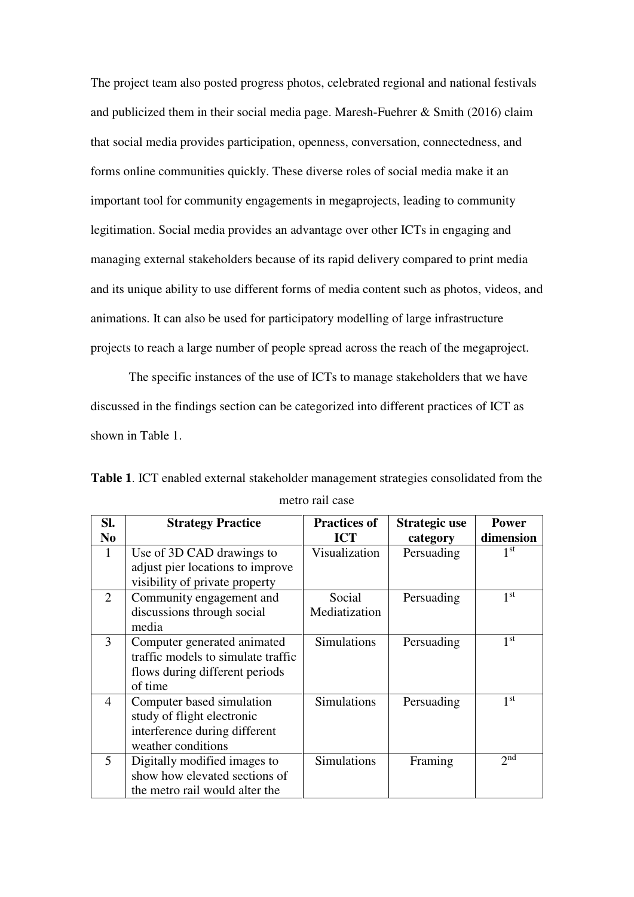The project team also posted progress photos, celebrated regional and national festivals and publicized them in their social media page. Maresh-Fuehrer & Smith (2016) claim that social media provides participation, openness, conversation, connectedness, and forms online communities quickly. These diverse roles of social media make it an important tool for community engagements in megaprojects, leading to community legitimation. Social media provides an advantage over other ICTs in engaging and managing external stakeholders because of its rapid delivery compared to print media and its unique ability to use different forms of media content such as photos, videos, and animations. It can also be used for participatory modelling of large infrastructure projects to reach a large number of people spread across the reach of the megaproject.

The specific instances of the use of ICTs to manage stakeholders that we have discussed in the findings section can be categorized into different practices of ICT as shown in Table 1.

**Table 1**. ICT enabled external stakeholder management strategies consolidated from the metro rail case

| Sl. No | Strategy Practice | Practices of ICT | Strategic use category | Power dimension |
|---|---|---|---|---|
| 1 | Use of 3D CAD drawings to adjust pier locations to improve visibility of private property | Visualization | Persuading | 1st |
| 2 | Community engagement and discussions through social media | Social Mediatization | Persuading | 1st |
| 3 | Computer generated animated traffic models to simulate traffic flows during different periods of time | Simulations | Persuading | 1st |
| 4 | Computer based simulation study of flight electronic interference during different weather conditions | Simulations | Persuading | 1st |
| 5 | Digitally modified images to show how elevated sections of the metro rail would alter the | Simulations | Framing | 2nd |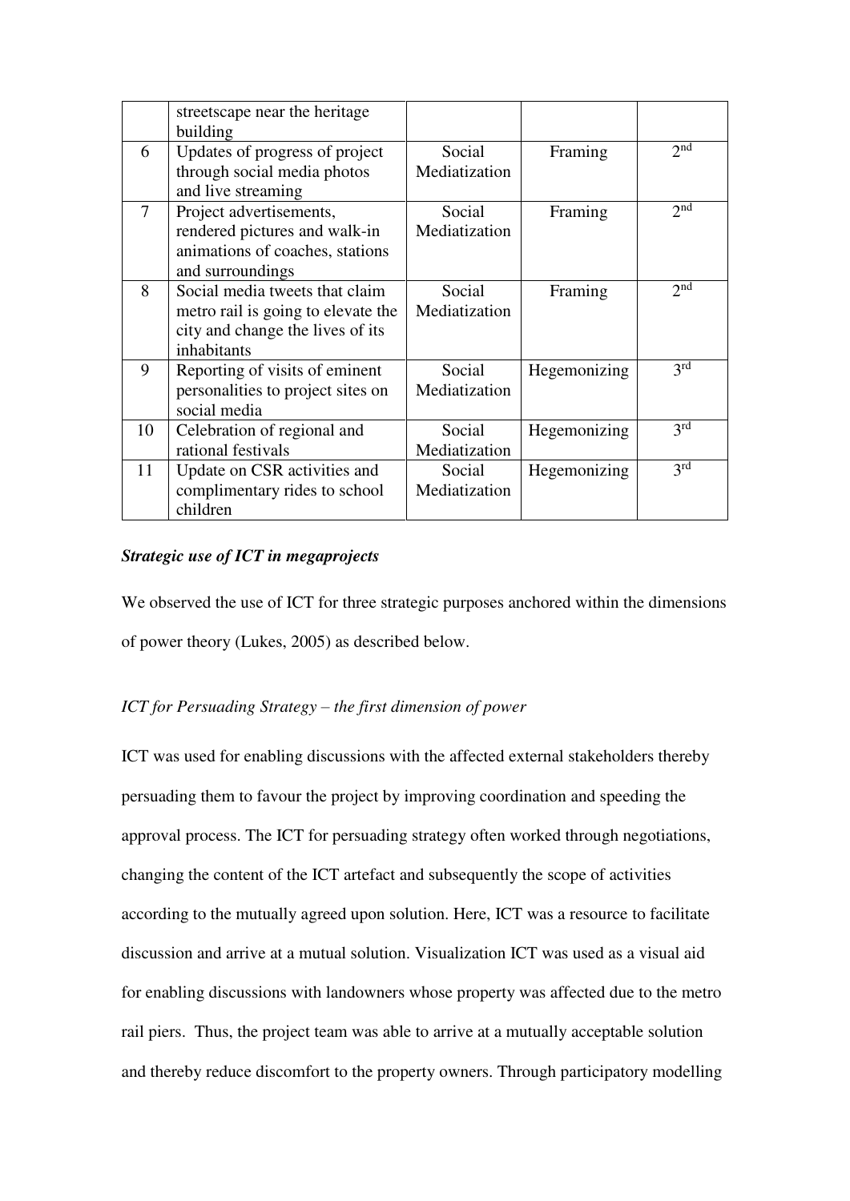|  | streetscape near the heritage building |  |  |  |
|---|---|---|---|---|
| 6 | Updates of progress of project through social media photos and live streaming | Social Mediatization | Framing | 2nd |
| 7 | Project advertisements, rendered pictures and walk-in animations of coaches, stations and surroundings | Social Mediatization | Framing | 2nd |
| 8 | Social media tweets that claim metro rail is going to elevate the city and change the lives of its inhabitants | Social Mediatization | Framing | 2nd |
| 9 | Reporting of visits of eminent personalities to project sites on social media | Social Mediatization | Hegemonizing | 3rd |
| 10 | Celebration of regional and rational festivals | Social Mediatization | Hegemonizing | 3rd |
| 11 | Update on CSR activities and complimentary rides to school children | Social Mediatization | Hegemonizing | 3rd |

***Strategic use of ICT in megaprojects***

We observed the use of ICT for three strategic purposes anchored within the dimensions of power theory (Lukes, 2005) as described below.

*ICT for Persuading Strategy – the first dimension of power*

ICT was used for enabling discussions with the affected external stakeholders thereby persuading them to favour the project by improving coordination and speeding the approval process. The ICT for persuading strategy often worked through negotiations, changing the content of the ICT artefact and subsequently the scope of activities according to the mutually agreed upon solution. Here, ICT was a resource to facilitate discussion and arrive at a mutual solution. Visualization ICT was used as a visual aid for enabling discussions with landowners whose property was affected due to the metro rail piers. Thus, the project team was able to arrive at a mutually acceptable solution and thereby reduce discomfort to the property owners. Through participatory modelling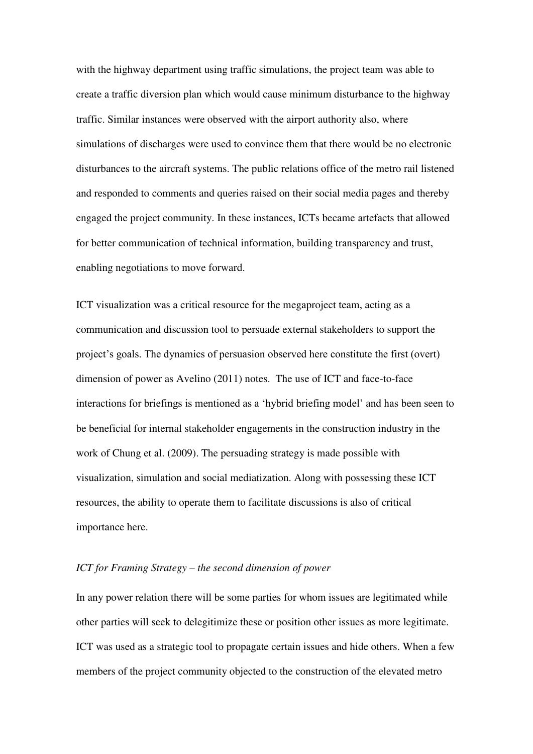with the highway department using traffic simulations, the project team was able to create a traffic diversion plan which would cause minimum disturbance to the highway traffic. Similar instances were observed with the airport authority also, where simulations of discharges were used to convince them that there would be no electronic disturbances to the aircraft systems. The public relations office of the metro rail listened and responded to comments and queries raised on their social media pages and thereby engaged the project community. In these instances, ICTs became artefacts that allowed for better communication of technical information, building transparency and trust, enabling negotiations to move forward.

ICT visualization was a critical resource for the megaproject team, acting as a communication and discussion tool to persuade external stakeholders to support the project's goals. The dynamics of persuasion observed here constitute the first (overt) dimension of power as Avelino (2011) notes. The use of ICT and face-to-face interactions for briefings is mentioned as a 'hybrid briefing model' and has been seen to be beneficial for internal stakeholder engagements in the construction industry in the work of Chung et al. (2009). The persuading strategy is made possible with visualization, simulation and social mediatization. Along with possessing these ICT resources, the ability to operate them to facilitate discussions is also of critical importance here.

*ICT for Framing Strategy – the second dimension of power*

In any power relation there will be some parties for whom issues are legitimated while other parties will seek to delegitimize these or position other issues as more legitimate. ICT was used as a strategic tool to propagate certain issues and hide others. When a few members of the project community objected to the construction of the elevated metro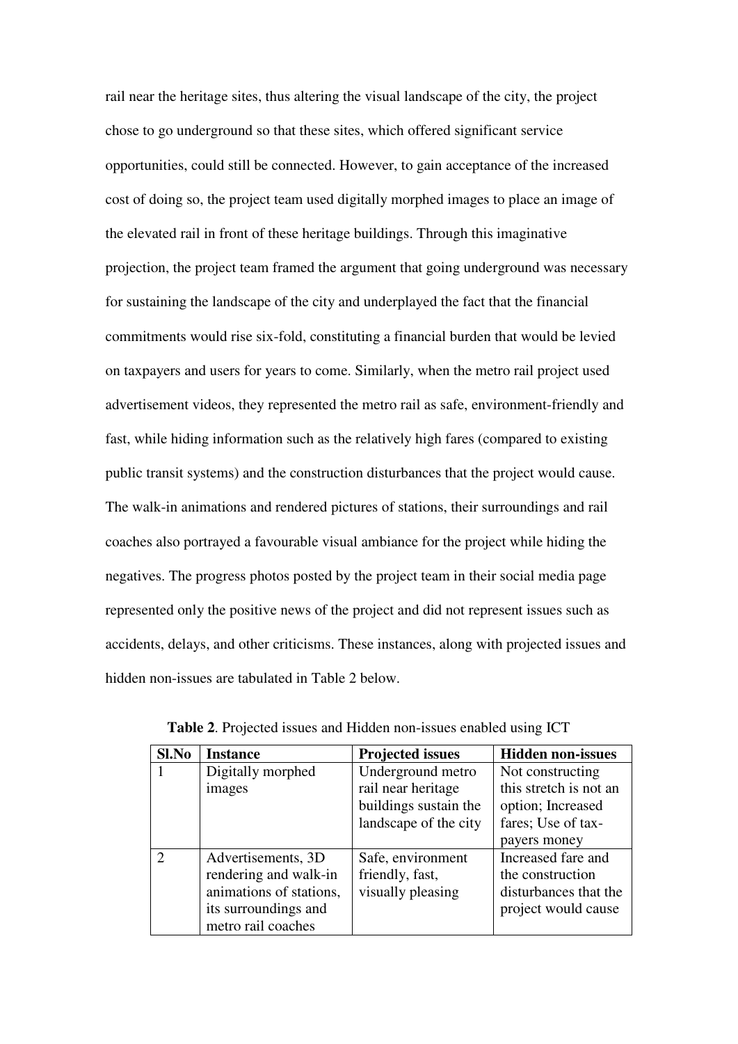rail near the heritage sites, thus altering the visual landscape of the city, the project chose to go underground so that these sites, which offered significant service opportunities, could still be connected. However, to gain acceptance of the increased cost of doing so, the project team used digitally morphed images to place an image of the elevated rail in front of these heritage buildings. Through this imaginative projection, the project team framed the argument that going underground was necessary for sustaining the landscape of the city and underplayed the fact that the financial commitments would rise six-fold, constituting a financial burden that would be levied on taxpayers and users for years to come. Similarly, when the metro rail project used advertisement videos, they represented the metro rail as safe, environment-friendly and fast, while hiding information such as the relatively high fares (compared to existing public transit systems) and the construction disturbances that the project would cause. The walk-in animations and rendered pictures of stations, their surroundings and rail coaches also portrayed a favourable visual ambiance for the project while hiding the negatives. The progress photos posted by the project team in their social media page represented only the positive news of the project and did not represent issues such as accidents, delays, and other criticisms. These instances, along with projected issues and hidden non-issues are tabulated in Table 2 below.

**Table 2**. Projected issues and Hidden non-issues enabled using ICT

| Sl.No | Instance | Projected issues | Hidden non-issues |
|---|---|---|---|
| 1 | Digitally morphed images | Underground metro rail near heritage buildings sustain the landscape of the city | Not constructing this stretch is not an option; Increased fares; Use of tax-payers money |
| 2 | Advertisements, 3D rendering and walk-in animations of stations, its surroundings and metro rail coaches | Safe, environment friendly, fast, visually pleasing | Increased fare and the construction disturbances that the project would cause |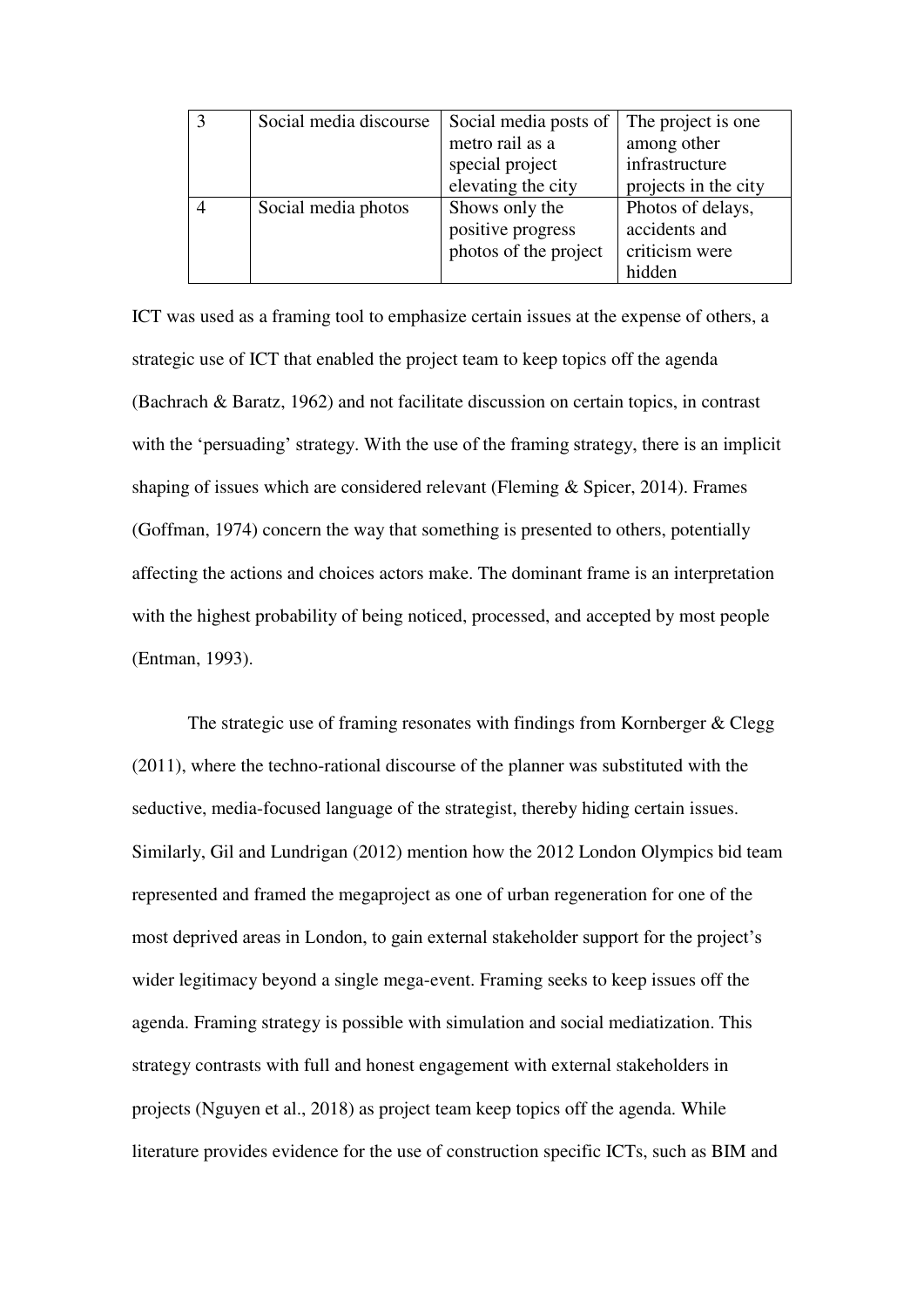| 3 | Social media discourse | Social media posts of metro rail as a special project elevating the city | The project is one among other infrastructure projects in the city |
|---|---|---|---|
| 4 | Social media photos | Shows only the positive progress photos of the project | Photos of delays, accidents and criticism were hidden |

ICT was used as a framing tool to emphasize certain issues at the expense of others, a strategic use of ICT that enabled the project team to keep topics off the agenda (Bachrach & Baratz, 1962) and not facilitate discussion on certain topics, in contrast with the 'persuading' strategy. With the use of the framing strategy, there is an implicit shaping of issues which are considered relevant (Fleming & Spicer, 2014). Frames (Goffman, 1974) concern the way that something is presented to others, potentially affecting the actions and choices actors make. The dominant frame is an interpretation with the highest probability of being noticed, processed, and accepted by most people (Entman, 1993).

The strategic use of framing resonates with findings from Kornberger & Clegg (2011), where the techno-rational discourse of the planner was substituted with the seductive, media-focused language of the strategist, thereby hiding certain issues. Similarly, Gil and Lundrigan (2012) mention how the 2012 London Olympics bid team represented and framed the megaproject as one of urban regeneration for one of the most deprived areas in London, to gain external stakeholder support for the project's wider legitimacy beyond a single mega-event. Framing seeks to keep issues off the agenda. Framing strategy is possible with simulation and social mediatization. This strategy contrasts with full and honest engagement with external stakeholders in projects (Nguyen et al., 2018) as project team keep topics off the agenda. While literature provides evidence for the use of construction specific ICTs, such as BIM and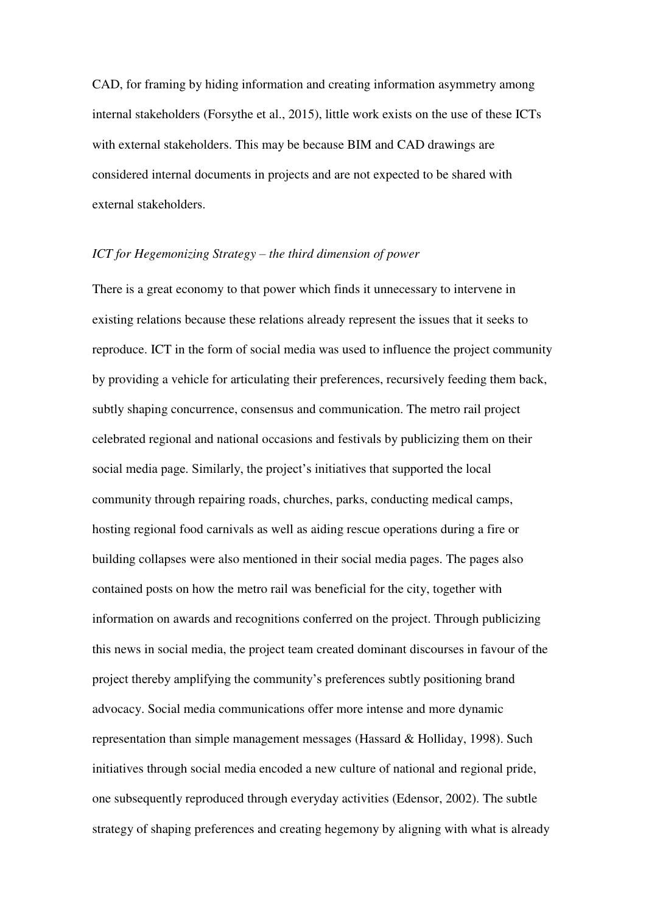CAD, for framing by hiding information and creating information asymmetry among internal stakeholders (Forsythe et al., 2015), little work exists on the use of these ICTs with external stakeholders. This may be because BIM and CAD drawings are considered internal documents in projects and are not expected to be shared with external stakeholders.

*ICT for Hegemonizing Strategy – the third dimension of power*

There is a great economy to that power which finds it unnecessary to intervene in existing relations because these relations already represent the issues that it seeks to reproduce. ICT in the form of social media was used to influence the project community by providing a vehicle for articulating their preferences, recursively feeding them back, subtly shaping concurrence, consensus and communication. The metro rail project celebrated regional and national occasions and festivals by publicizing them on their social media page. Similarly, the project's initiatives that supported the local community through repairing roads, churches, parks, conducting medical camps, hosting regional food carnivals as well as aiding rescue operations during a fire or building collapses were also mentioned in their social media pages. The pages also contained posts on how the metro rail was beneficial for the city, together with information on awards and recognitions conferred on the project. Through publicizing this news in social media, the project team created dominant discourses in favour of the project thereby amplifying the community's preferences subtly positioning brand advocacy. Social media communications offer more intense and more dynamic representation than simple management messages (Hassard & Holliday, 1998). Such initiatives through social media encoded a new culture of national and regional pride, one subsequently reproduced through everyday activities (Edensor, 2002). The subtle strategy of shaping preferences and creating hegemony by aligning with what is already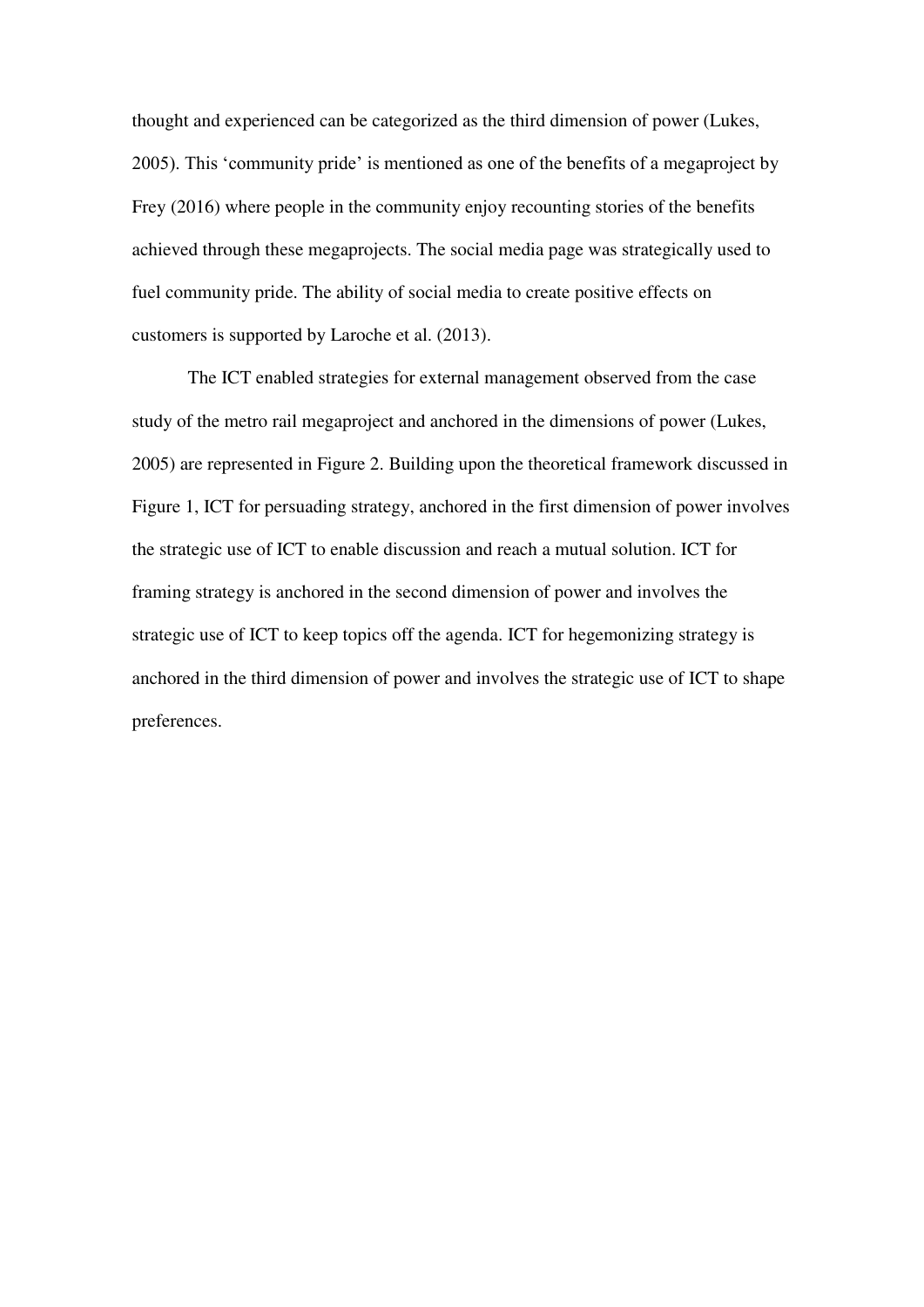thought and experienced can be categorized as the third dimension of power (Lukes, 2005). This 'community pride' is mentioned as one of the benefits of a megaproject by Frey (2016) where people in the community enjoy recounting stories of the benefits achieved through these megaprojects. The social media page was strategically used to fuel community pride. The ability of social media to create positive effects on customers is supported by Laroche et al. (2013).

The ICT enabled strategies for external management observed from the case study of the metro rail megaproject and anchored in the dimensions of power (Lukes, 2005) are represented in Figure 2. Building upon the theoretical framework discussed in Figure 1, ICT for persuading strategy, anchored in the first dimension of power involves the strategic use of ICT to enable discussion and reach a mutual solution. ICT for framing strategy is anchored in the second dimension of power and involves the strategic use of ICT to keep topics off the agenda. ICT for hegemonizing strategy is anchored in the third dimension of power and involves the strategic use of ICT to shape preferences.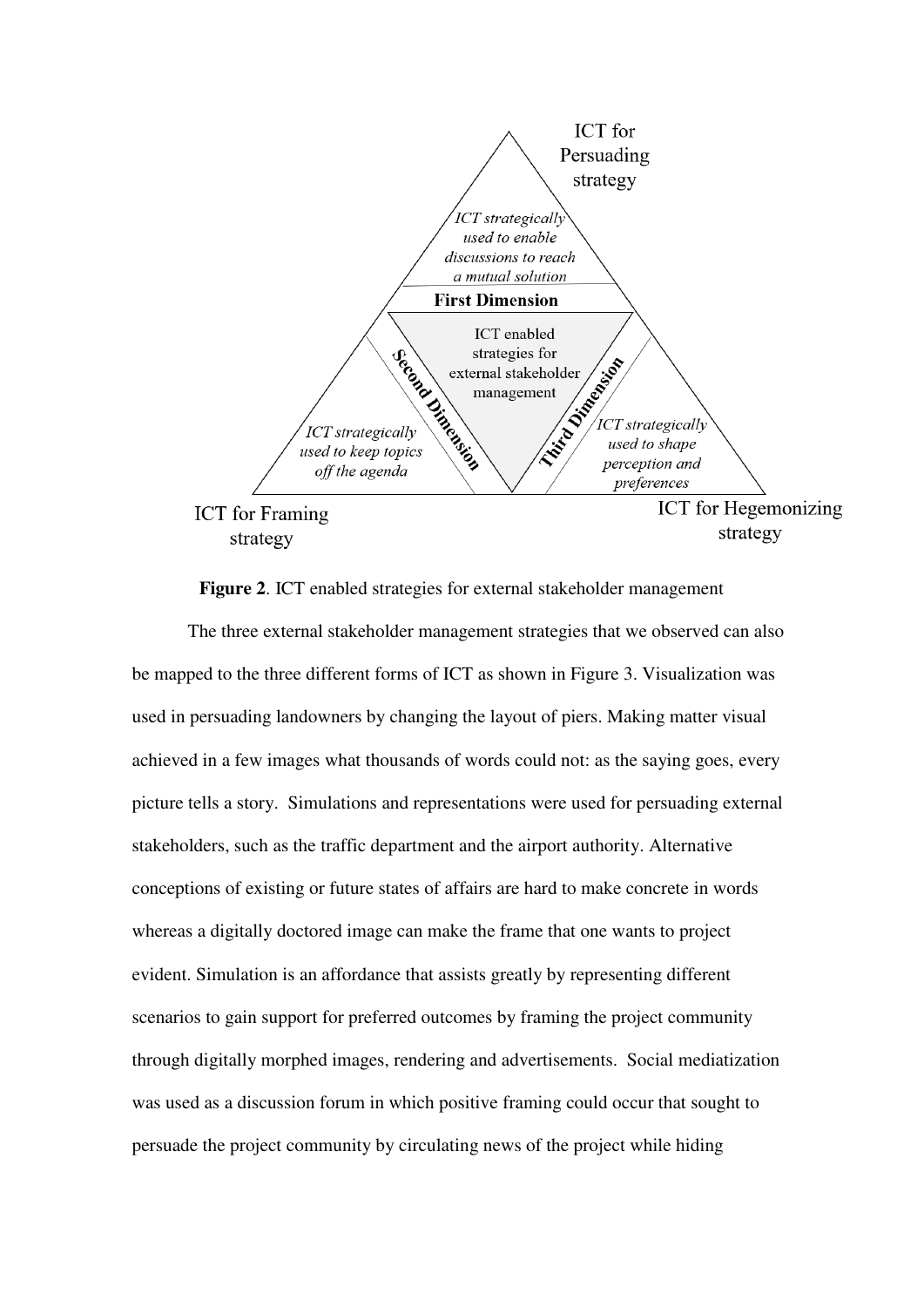**Figure 2**. ICT enabled strategies for external stakeholder management

The three external stakeholder management strategies that we observed can also be mapped to the three different forms of ICT as shown in Figure 3. Visualization was used in persuading landowners by changing the layout of piers. Making matter visual achieved in a few images what thousands of words could not: as the saying goes, every picture tells a story. Simulations and representations were used for persuading external stakeholders, such as the traffic department and the airport authority. Alternative conceptions of existing or future states of affairs are hard to make concrete in words whereas a digitally doctored image can make the frame that one wants to project evident. Simulation is an affordance that assists greatly by representing different scenarios to gain support for preferred outcomes by framing the project community through digitally morphed images, rendering and advertisements. Social mediatization was used as a discussion forum in which positive framing could occur that sought to persuade the project community by circulating news of the project while hiding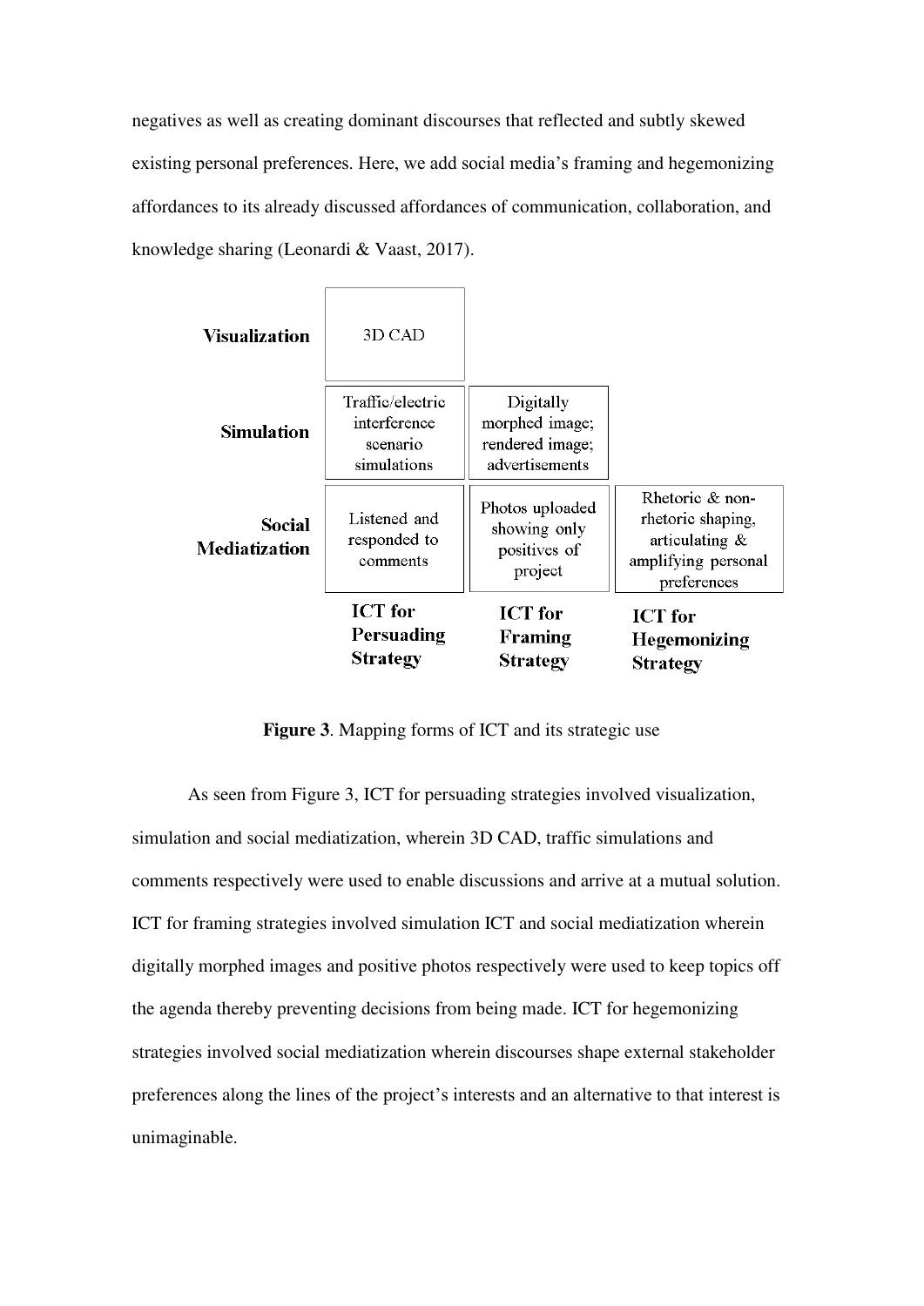negatives as well as creating dominant discourses that reflected and subtly skewed existing personal preferences. Here, we add social media's framing and hegemonizing affordances to its already discussed affordances of communication, collaboration, and knowledge sharing (Leonardi & Vaast, 2017).

| | | | |
|---|---|---|---|
| **Visualization** | 3D CAD | | |
| **Simulation** | Traffic/electric interference scenario simulations | Digitally morphed image; rendered image; advertisements | |
| **Social Mediatization** | Listened and responded to comments | Photos uploaded showing only positives of project | Rhetoric & non-rhetoric shaping, articulating & amplifying personal preferences |
| | **ICT for Persuading Strategy** | **ICT for Framing Strategy** | **ICT for Hegemonizing Strategy** |

**Figure 3**. Mapping forms of ICT and its strategic use

As seen from Figure 3, ICT for persuading strategies involved visualization, simulation and social mediatization, wherein 3D CAD, traffic simulations and comments respectively were used to enable discussions and arrive at a mutual solution. ICT for framing strategies involved simulation ICT and social mediatization wherein digitally morphed images and positive photos respectively were used to keep topics off the agenda thereby preventing decisions from being made. ICT for hegemonizing strategies involved social mediatization wherein discourses shape external stakeholder preferences along the lines of the project's interests and an alternative to that interest is unimaginable.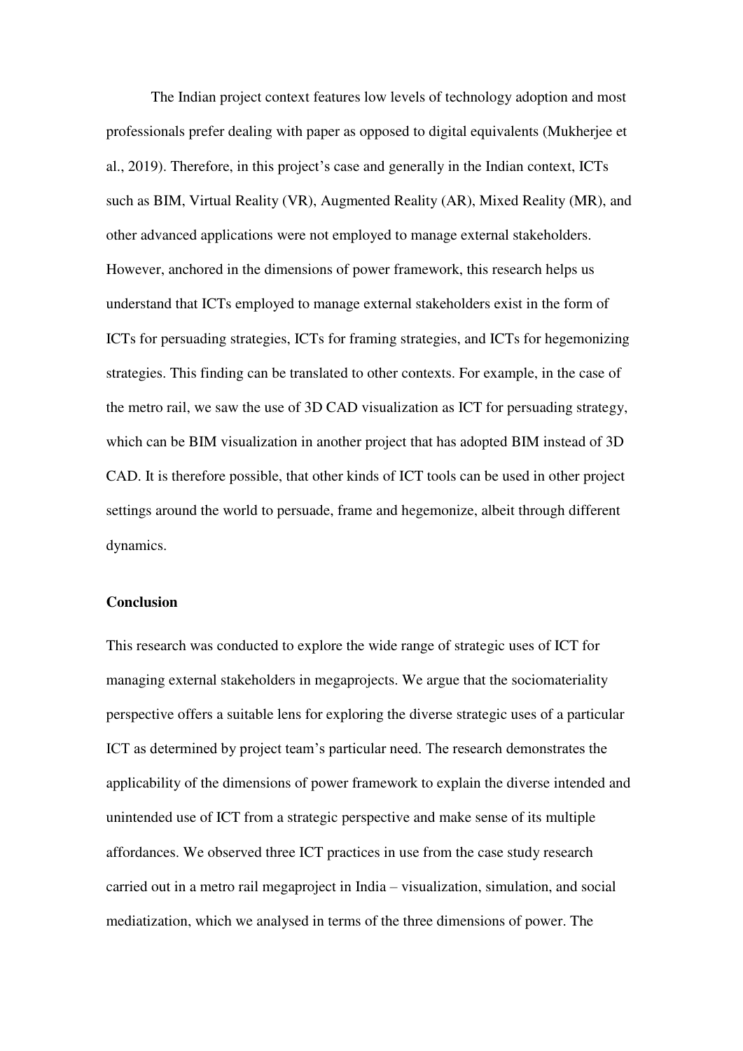The Indian project context features low levels of technology adoption and most professionals prefer dealing with paper as opposed to digital equivalents (Mukherjee et al., 2019). Therefore, in this project's case and generally in the Indian context, ICTs such as BIM, Virtual Reality (VR), Augmented Reality (AR), Mixed Reality (MR), and other advanced applications were not employed to manage external stakeholders. However, anchored in the dimensions of power framework, this research helps us understand that ICTs employed to manage external stakeholders exist in the form of ICTs for persuading strategies, ICTs for framing strategies, and ICTs for hegemonizing strategies. This finding can be translated to other contexts. For example, in the case of the metro rail, we saw the use of 3D CAD visualization as ICT for persuading strategy, which can be BIM visualization in another project that has adopted BIM instead of 3D CAD. It is therefore possible, that other kinds of ICT tools can be used in other project settings around the world to persuade, frame and hegemonize, albeit through different dynamics.

## Conclusion

This research was conducted to explore the wide range of strategic uses of ICT for managing external stakeholders in megaprojects. We argue that the sociomateriality perspective offers a suitable lens for exploring the diverse strategic uses of a particular ICT as determined by project team's particular need. The research demonstrates the applicability of the dimensions of power framework to explain the diverse intended and unintended use of ICT from a strategic perspective and make sense of its multiple affordances. We observed three ICT practices in use from the case study research carried out in a metro rail megaproject in India – visualization, simulation, and social mediatization, which we analysed in terms of the three dimensions of power. The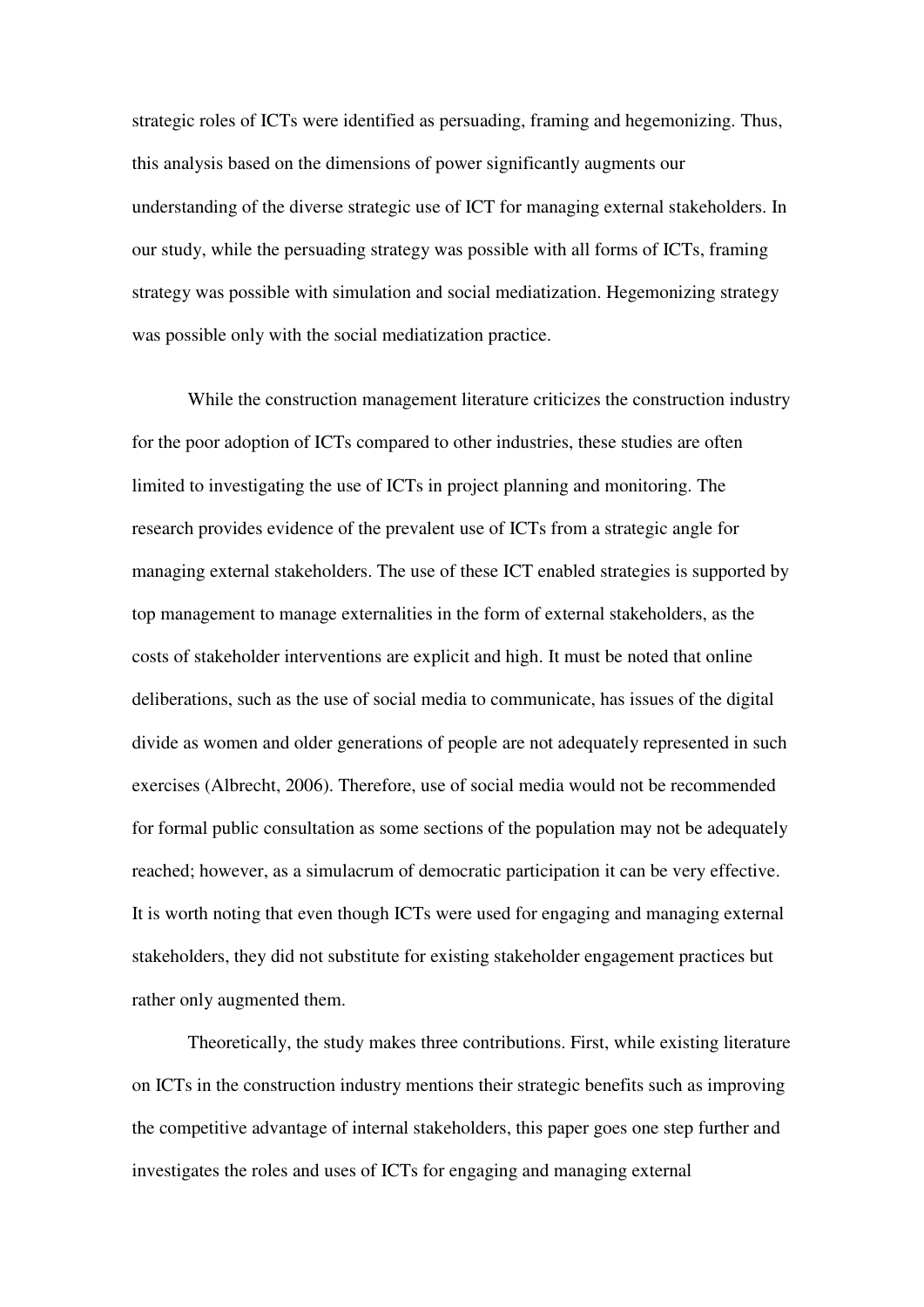strategic roles of ICTs were identified as persuading, framing and hegemonizing. Thus, this analysis based on the dimensions of power significantly augments our understanding of the diverse strategic use of ICT for managing external stakeholders. In our study, while the persuading strategy was possible with all forms of ICTs, framing strategy was possible with simulation and social mediatization. Hegemonizing strategy was possible only with the social mediatization practice.

While the construction management literature criticizes the construction industry for the poor adoption of ICTs compared to other industries, these studies are often limited to investigating the use of ICTs in project planning and monitoring. The research provides evidence of the prevalent use of ICTs from a strategic angle for managing external stakeholders. The use of these ICT enabled strategies is supported by top management to manage externalities in the form of external stakeholders, as the costs of stakeholder interventions are explicit and high. It must be noted that online deliberations, such as the use of social media to communicate, has issues of the digital divide as women and older generations of people are not adequately represented in such exercises (Albrecht, 2006). Therefore, use of social media would not be recommended for formal public consultation as some sections of the population may not be adequately reached; however, as a simulacrum of democratic participation it can be very effective. It is worth noting that even though ICTs were used for engaging and managing external stakeholders, they did not substitute for existing stakeholder engagement practices but rather only augmented them.

Theoretically, the study makes three contributions. First, while existing literature on ICTs in the construction industry mentions their strategic benefits such as improving the competitive advantage of internal stakeholders, this paper goes one step further and investigates the roles and uses of ICTs for engaging and managing external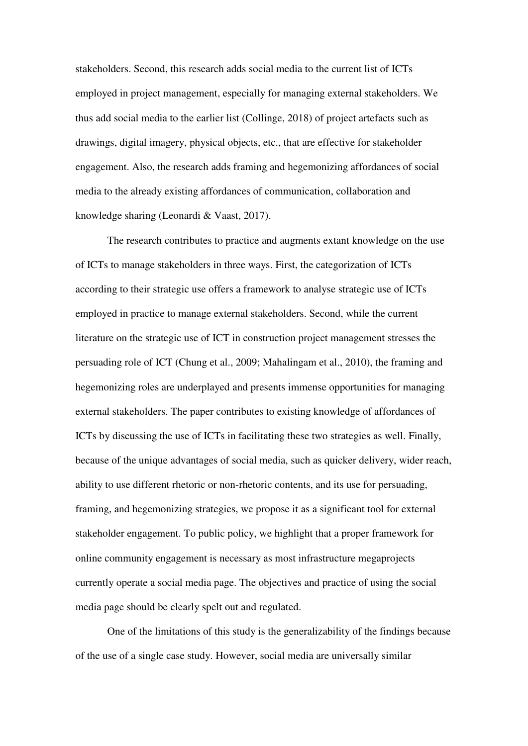stakeholders. Second, this research adds social media to the current list of ICTs employed in project management, especially for managing external stakeholders. We thus add social media to the earlier list (Collinge, 2018) of project artefacts such as drawings, digital imagery, physical objects, etc., that are effective for stakeholder engagement. Also, the research adds framing and hegemonizing affordances of social media to the already existing affordances of communication, collaboration and knowledge sharing (Leonardi & Vaast, 2017).

The research contributes to practice and augments extant knowledge on the use of ICTs to manage stakeholders in three ways. First, the categorization of ICTs according to their strategic use offers a framework to analyse strategic use of ICTs employed in practice to manage external stakeholders. Second, while the current literature on the strategic use of ICT in construction project management stresses the persuading role of ICT (Chung et al., 2009; Mahalingam et al., 2010), the framing and hegemonizing roles are underplayed and presents immense opportunities for managing external stakeholders. The paper contributes to existing knowledge of affordances of ICTs by discussing the use of ICTs in facilitating these two strategies as well. Finally, because of the unique advantages of social media, such as quicker delivery, wider reach, ability to use different rhetoric or non-rhetoric contents, and its use for persuading, framing, and hegemonizing strategies, we propose it as a significant tool for external stakeholder engagement. To public policy, we highlight that a proper framework for online community engagement is necessary as most infrastructure megaprojects currently operate a social media page. The objectives and practice of using the social media page should be clearly spelt out and regulated.

One of the limitations of this study is the generalizability of the findings because of the use of a single case study. However, social media are universally similar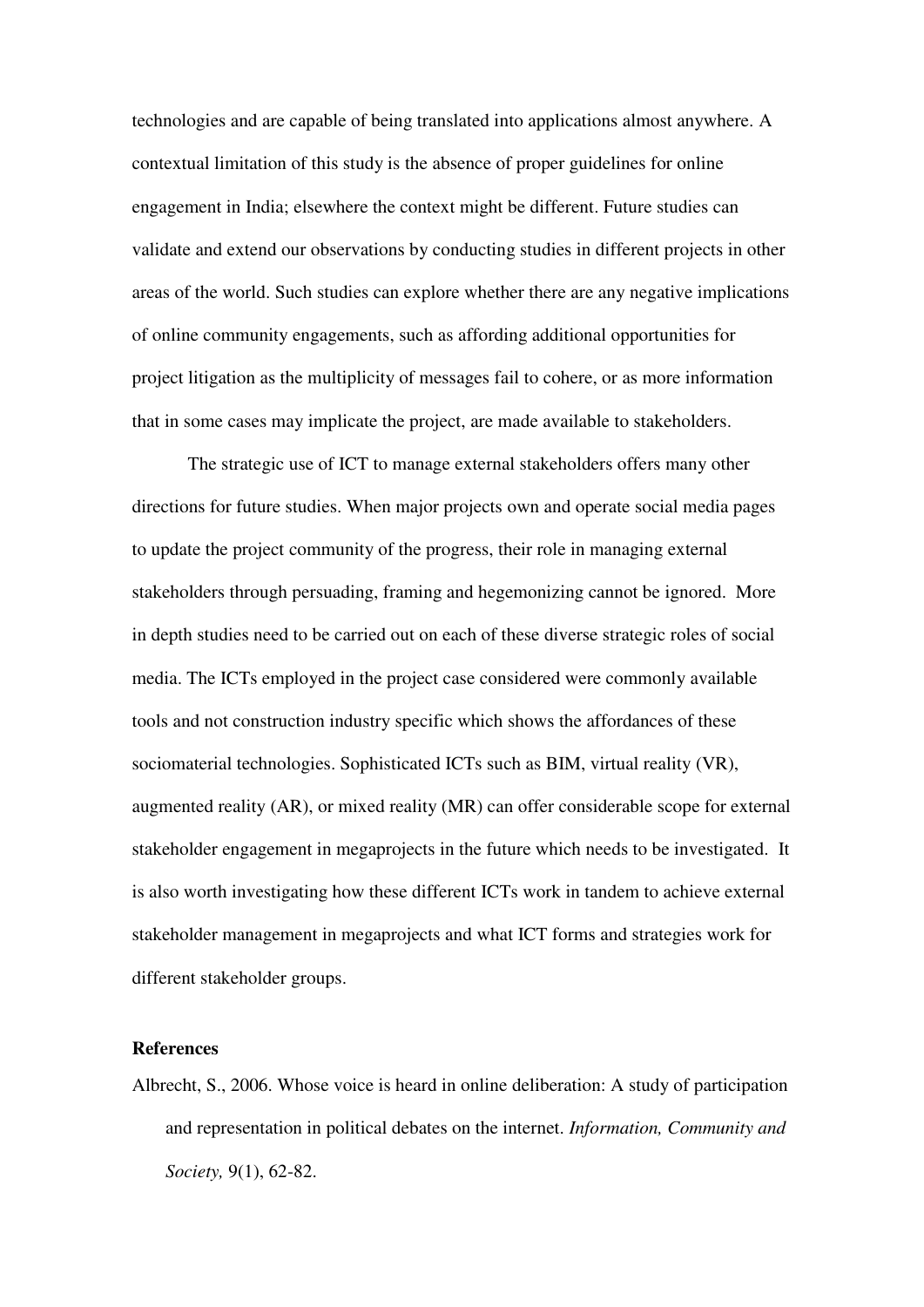technologies and are capable of being translated into applications almost anywhere. A contextual limitation of this study is the absence of proper guidelines for online engagement in India; elsewhere the context might be different. Future studies can validate and extend our observations by conducting studies in different projects in other areas of the world. Such studies can explore whether there are any negative implications of online community engagements, such as affording additional opportunities for project litigation as the multiplicity of messages fail to cohere, or as more information that in some cases may implicate the project, are made available to stakeholders.

The strategic use of ICT to manage external stakeholders offers many other directions for future studies. When major projects own and operate social media pages to update the project community of the progress, their role in managing external stakeholders through persuading, framing and hegemonizing cannot be ignored. More in depth studies need to be carried out on each of these diverse strategic roles of social media. The ICTs employed in the project case considered were commonly available tools and not construction industry specific which shows the affordances of these sociomaterial technologies. Sophisticated ICTs such as BIM, virtual reality (VR), augmented reality (AR), or mixed reality (MR) can offer considerable scope for external stakeholder engagement in megaprojects in the future which needs to be investigated. It is also worth investigating how these different ICTs work in tandem to achieve external stakeholder management in megaprojects and what ICT forms and strategies work for different stakeholder groups.

**References**

Albrecht, S., 2006. Whose voice is heard in online deliberation: A study of participation and representation in political debates on the internet. *Information, Community and Society,* 9(1), 62-82.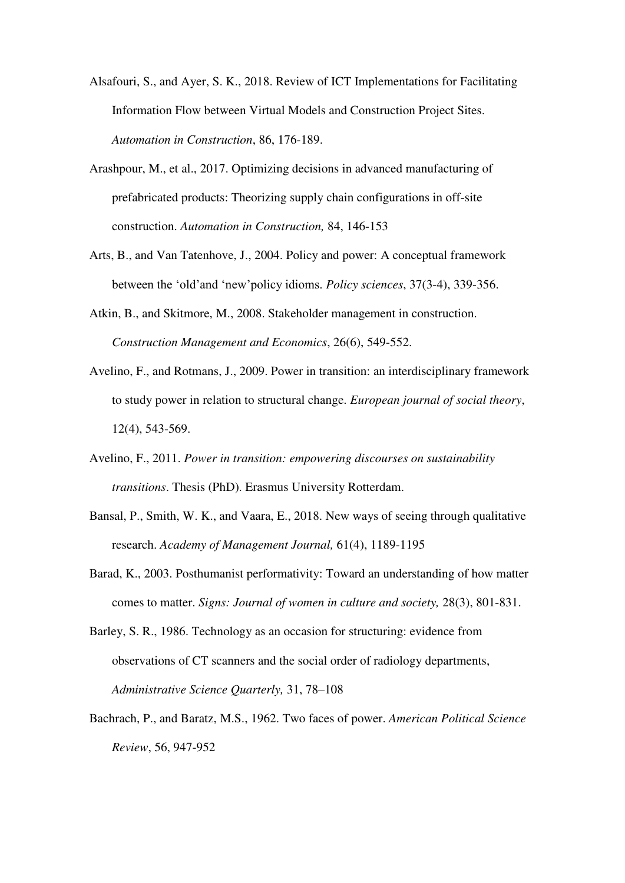Alsafouri, S., and Ayer, S. K., 2018. Review of ICT Implementations for Facilitating Information Flow between Virtual Models and Construction Project Sites. *Automation in Construction*, 86, 176-189.

Arashpour, M., et al., 2017. Optimizing decisions in advanced manufacturing of prefabricated products: Theorizing supply chain configurations in off-site construction. *Automation in Construction,* 84, 146-153

Arts, B., and Van Tatenhove, J., 2004. Policy and power: A conceptual framework between the 'old'and 'new'policy idioms. *Policy sciences*, 37(3-4), 339-356.

Atkin, B., and Skitmore, M., 2008. Stakeholder management in construction. *Construction Management and Economics*, 26(6), 549-552.

Avelino, F., and Rotmans, J., 2009. Power in transition: an interdisciplinary framework to study power in relation to structural change. *European journal of social theory*, 12(4), 543-569.

Avelino, F., 2011. *Power in transition: empowering discourses on sustainability transitions*. Thesis (PhD). Erasmus University Rotterdam.

Bansal, P., Smith, W. K., and Vaara, E., 2018. New ways of seeing through qualitative research. *Academy of Management Journal,* 61(4), 1189-1195

Barad, K., 2003. Posthumanist performativity: Toward an understanding of how matter comes to matter. *Signs: Journal of women in culture and society,* 28(3), 801-831.

Barley, S. R., 1986. Technology as an occasion for structuring: evidence from observations of CT scanners and the social order of radiology departments, *Administrative Science Quarterly,* 31, 78–108

Bachrach, P., and Baratz, M.S., 1962. Two faces of power. *American Political Science Review*, 56, 947-952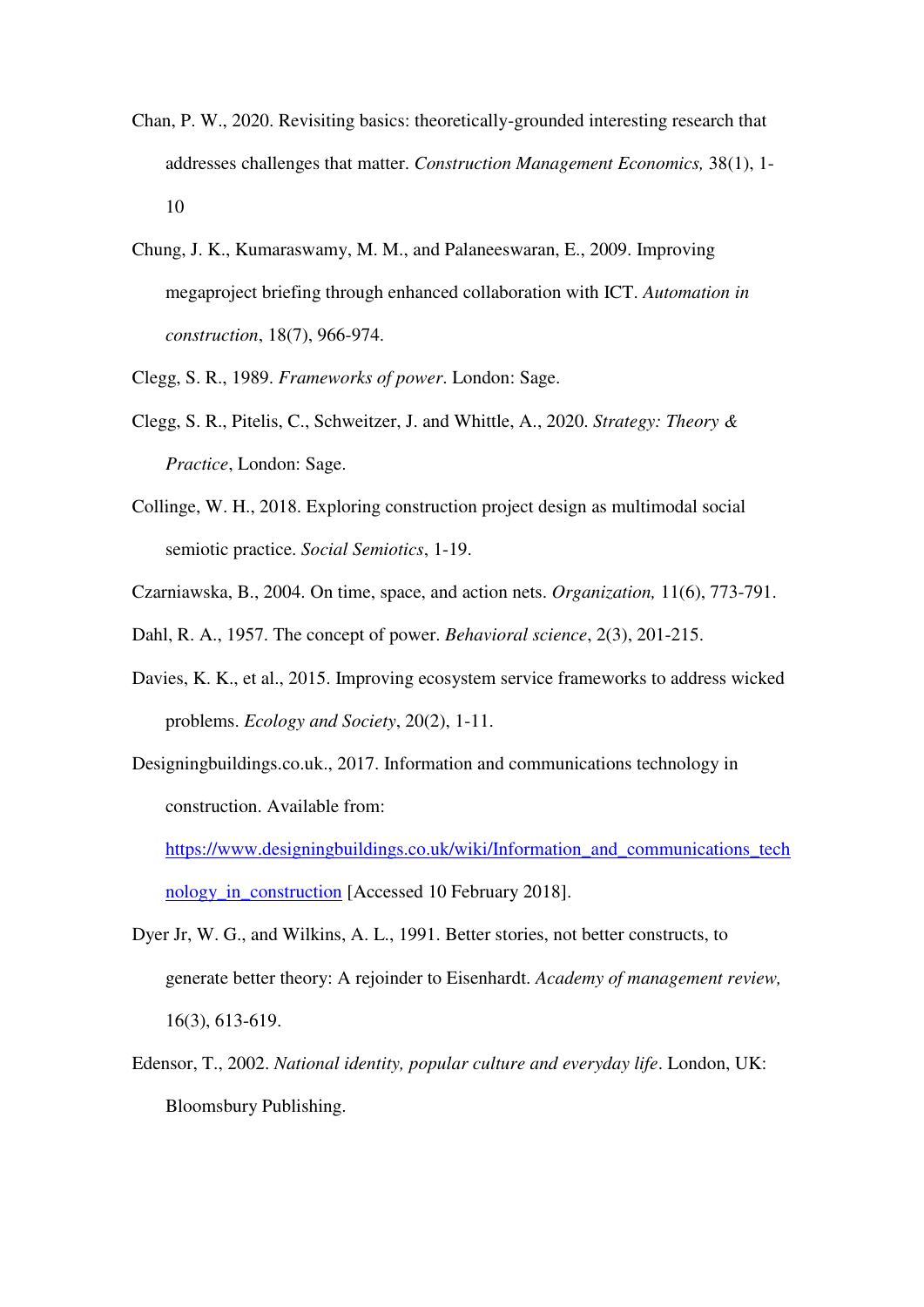Chan, P. W., 2020. Revisiting basics: theoretically-grounded interesting research that addresses challenges that matter. *Construction Management Economics,* 38(1), 1-10

Chung, J. K., Kumaraswamy, M. M., and Palaneeswaran, E., 2009. Improving megaproject briefing through enhanced collaboration with ICT. *Automation in construction*, 18(7), 966-974.

Clegg, S. R., 1989. *Frameworks of power*. London: Sage.

Clegg, S. R., Pitelis, C., Schweitzer, J. and Whittle, A., 2020. *Strategy: Theory & Practice*, London: Sage.

Collinge, W. H., 2018. Exploring construction project design as multimodal social semiotic practice. *Social Semiotics*, 1-19.

Czarniawska, B., 2004. On time, space, and action nets. *Organization,* 11(6), 773-791.

Dahl, R. A., 1957. The concept of power. *Behavioral science*, 2(3), 201-215.

Davies, K. K., et al., 2015. Improving ecosystem service frameworks to address wicked problems. *Ecology and Society*, 20(2), 1-11.

Designingbuildings.co.uk., 2017. Information and communications technology in construction. Available from: [https://www.designingbuildings.co.uk/wiki/Information_and_communications_technology_in_construction](https://www.designingbuildings.co.uk/wiki/Information_and_communications_technology_in_construction) [Accessed 10 February 2018].

Dyer Jr, W. G., and Wilkins, A. L., 1991. Better stories, not better constructs, to generate better theory: A rejoinder to Eisenhardt. *Academy of management review,* 16(3), 613-619.

Edensor, T., 2002. *National identity, popular culture and everyday life*. London, UK: Bloomsbury Publishing.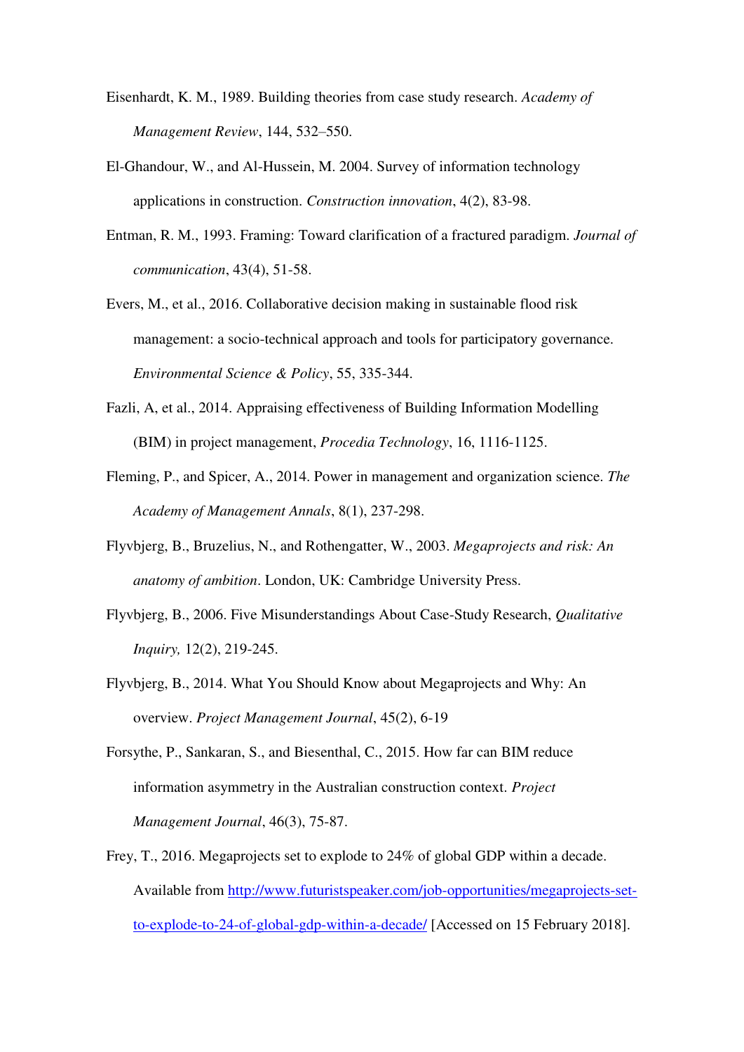Eisenhardt, K. M., 1989. Building theories from case study research. *Academy of Management Review*, 144, 532–550.

El-Ghandour, W., and Al-Hussein, M. 2004. Survey of information technology applications in construction. *Construction innovation*, 4(2), 83-98.

Entman, R. M., 1993. Framing: Toward clarification of a fractured paradigm. *Journal of communication*, 43(4), 51-58.

Evers, M., et al., 2016. Collaborative decision making in sustainable flood risk management: a socio-technical approach and tools for participatory governance. *Environmental Science & Policy*, 55, 335-344.

Fazli, A, et al., 2014. Appraising effectiveness of Building Information Modelling (BIM) in project management, *Procedia Technology*, 16, 1116-1125.

Fleming, P., and Spicer, A., 2014. Power in management and organization science. *The Academy of Management Annals*, 8(1), 237-298.

Flyvbjerg, B., Bruzelius, N., and Rothengatter, W., 2003. *Megaprojects and risk: An anatomy of ambition*. London, UK: Cambridge University Press.

Flyvbjerg, B., 2006. Five Misunderstandings About Case-Study Research, *Qualitative Inquiry,* 12(2), 219-245.

Flyvbjerg, B., 2014. What You Should Know about Megaprojects and Why: An overview. *Project Management Journal*, 45(2), 6-19

Forsythe, P., Sankaran, S., and Biesenthal, C., 2015. How far can BIM reduce information asymmetry in the Australian construction context. *Project Management Journal*, 46(3), 75-87.

Frey, T., 2016. Megaprojects set to explode to 24% of global GDP within a decade. Available from http://www.futuristspeaker.com/job-opportunities/megaprojects-set-to-explode-to-24-of-global-gdp-within-a-decade/ [Accessed on 15 February 2018].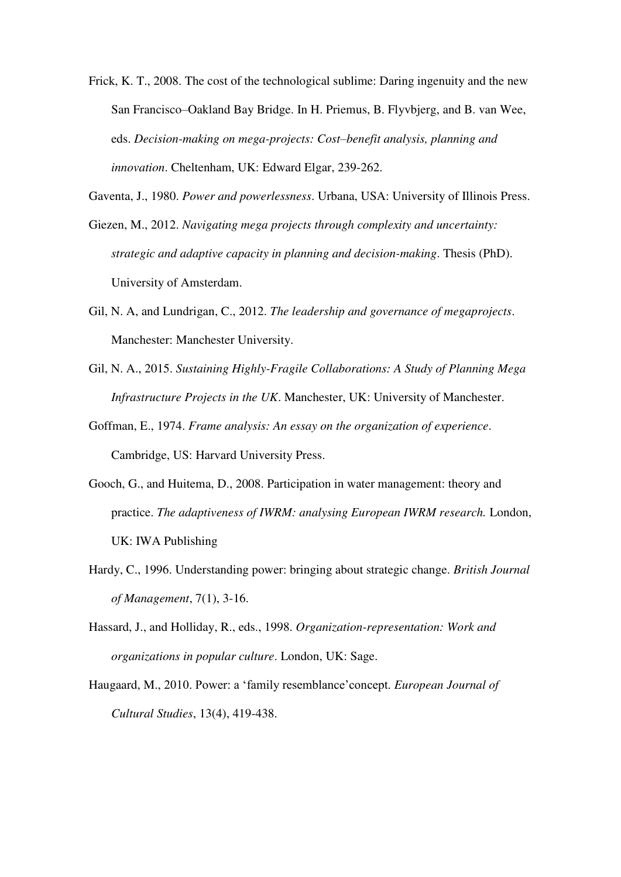Frick, K. T., 2008. The cost of the technological sublime: Daring ingenuity and the new San Francisco–Oakland Bay Bridge. In H. Priemus, B. Flyvbjerg, and B. van Wee, eds. *Decision-making on mega-projects: Cost–benefit analysis, planning and innovation*. Cheltenham, UK: Edward Elgar, 239-262.

Gaventa, J., 1980. *Power and powerlessness*. Urbana, USA: University of Illinois Press.

Giezen, M., 2012. *Navigating mega projects through complexity and uncertainty: strategic and adaptive capacity in planning and decision-making*. Thesis (PhD). University of Amsterdam.

Gil, N. A, and Lundrigan, C., 2012. *The leadership and governance of megaprojects*. Manchester: Manchester University.

Gil, N. A., 2015. *Sustaining Highly-Fragile Collaborations: A Study of Planning Mega Infrastructure Projects in the UK*. Manchester, UK: University of Manchester.

Goffman, E., 1974. *Frame analysis: An essay on the organization of experience*. Cambridge, US: Harvard University Press.

Gooch, G., and Huitema, D., 2008. Participation in water management: theory and practice. *The adaptiveness of IWRM: analysing European IWRM research.* London, UK: IWA Publishing

Hardy, C., 1996. Understanding power: bringing about strategic change. *British Journal of Management*, 7(1), 3-16.

Hassard, J., and Holliday, R., eds., 1998. *Organization-representation: Work and organizations in popular culture*. London, UK: Sage.

Haugaard, M., 2010. Power: a 'family resemblance'concept. *European Journal of Cultural Studies*, 13(4), 419-438.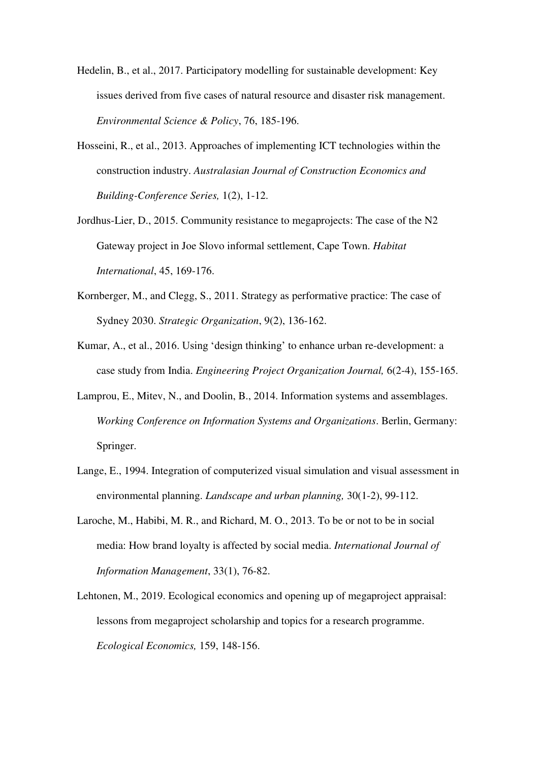Hedelin, B., et al., 2017. Participatory modelling for sustainable development: Key issues derived from five cases of natural resource and disaster risk management. *Environmental Science & Policy*, 76, 185-196.

Hosseini, R., et al., 2013. Approaches of implementing ICT technologies within the construction industry. *Australasian Journal of Construction Economics and Building-Conference Series,* 1(2), 1-12.

Jordhus-Lier, D., 2015. Community resistance to megaprojects: The case of the N2 Gateway project in Joe Slovo informal settlement, Cape Town. *Habitat International*, 45, 169-176.

Kornberger, M., and Clegg, S., 2011. Strategy as performative practice: The case of Sydney 2030. *Strategic Organization*, 9(2), 136-162.

Kumar, A., et al., 2016. Using 'design thinking' to enhance urban re-development: a case study from India. *Engineering Project Organization Journal,* 6(2-4), 155-165.

Lamprou, E., Mitev, N., and Doolin, B., 2014. Information systems and assemblages. *Working Conference on Information Systems and Organizations*. Berlin, Germany: Springer.

Lange, E., 1994. Integration of computerized visual simulation and visual assessment in environmental planning. *Landscape and urban planning,* 30(1-2), 99-112.

Laroche, M., Habibi, M. R., and Richard, M. O., 2013. To be or not to be in social media: How brand loyalty is affected by social media. *International Journal of Information Management*, 33(1), 76-82.

Lehtonen, M., 2019. Ecological economics and opening up of megaproject appraisal: lessons from megaproject scholarship and topics for a research programme. *Ecological Economics,* 159, 148-156.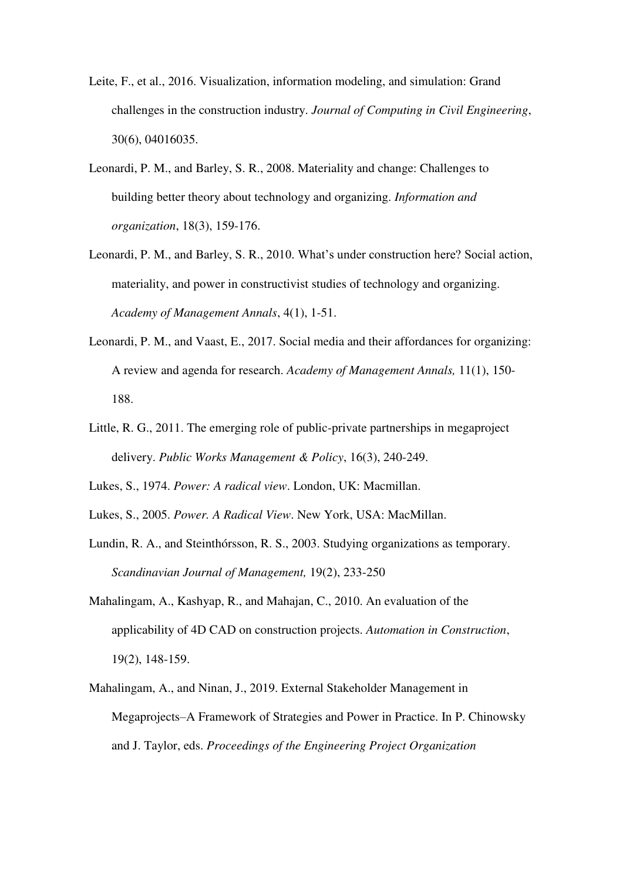Leite, F., et al., 2016. Visualization, information modeling, and simulation: Grand challenges in the construction industry. *Journal of Computing in Civil Engineering*, 30(6), 04016035.

Leonardi, P. M., and Barley, S. R., 2008. Materiality and change: Challenges to building better theory about technology and organizing. *Information and organization*, 18(3), 159-176.

Leonardi, P. M., and Barley, S. R., 2010. What's under construction here? Social action, materiality, and power in constructivist studies of technology and organizing. *Academy of Management Annals*, 4(1), 1-51.

Leonardi, P. M., and Vaast, E., 2017. Social media and their affordances for organizing: A review and agenda for research. *Academy of Management Annals,* 11(1), 150-188.

Little, R. G., 2011. The emerging role of public-private partnerships in megaproject delivery. *Public Works Management & Policy*, 16(3), 240-249.

Lukes, S., 1974. *Power: A radical view*. London, UK: Macmillan.

Lukes, S., 2005. *Power. A Radical View*. New York, USA: MacMillan.

Lundin, R. A., and Steinthórsson, R. S., 2003. Studying organizations as temporary. *Scandinavian Journal of Management,* 19(2), 233-250

Mahalingam, A., Kashyap, R., and Mahajan, C., 2010. An evaluation of the applicability of 4D CAD on construction projects. *Automation in Construction*, 19(2), 148-159.

Mahalingam, A., and Ninan, J., 2019. External Stakeholder Management in Megaprojects–A Framework of Strategies and Power in Practice. In P. Chinowsky and J. Taylor, eds. *Proceedings of the Engineering Project Organization*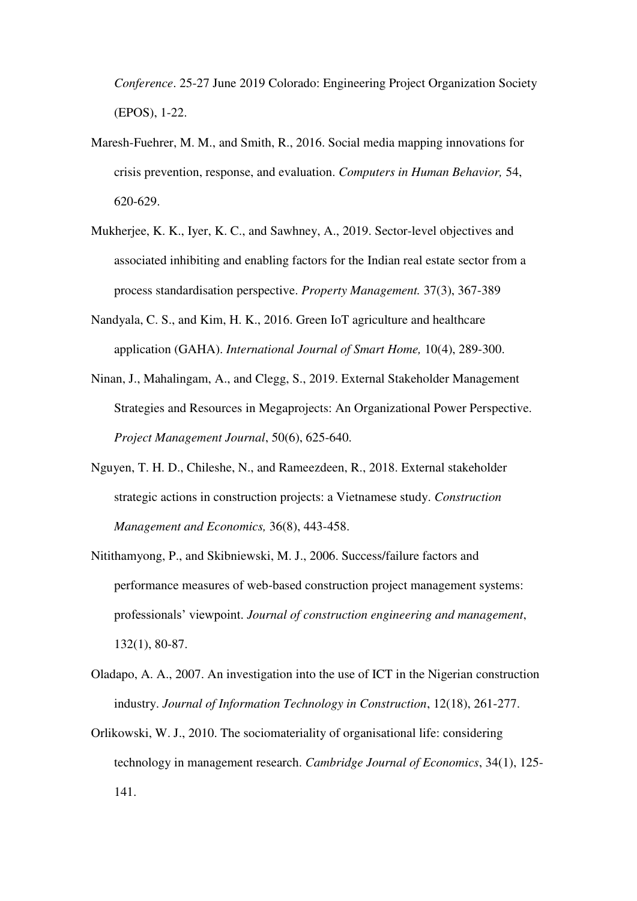*Conference*. 25-27 June 2019 Colorado: Engineering Project Organization Society (EPOS), 1-22.

Maresh-Fuehrer, M. M., and Smith, R., 2016. Social media mapping innovations for crisis prevention, response, and evaluation. *Computers in Human Behavior,* 54, 620-629.

Mukherjee, K. K., Iyer, K. C., and Sawhney, A., 2019. Sector-level objectives and associated inhibiting and enabling factors for the Indian real estate sector from a process standardisation perspective. *Property Management.* 37(3), 367-389

Nandyala, C. S., and Kim, H. K., 2016. Green IoT agriculture and healthcare application (GAHA). *International Journal of Smart Home,* 10(4), 289-300.

Ninan, J., Mahalingam, A., and Clegg, S., 2019. External Stakeholder Management Strategies and Resources in Megaprojects: An Organizational Power Perspective. *Project Management Journal*, 50(6), 625-640.

Nguyen, T. H. D., Chileshe, N., and Rameezdeen, R., 2018. External stakeholder strategic actions in construction projects: a Vietnamese study. *Construction Management and Economics,* 36(8), 443-458.

Nitithamyong, P., and Skibniewski, M. J., 2006. Success/failure factors and performance measures of web-based construction project management systems: professionals' viewpoint. *Journal of construction engineering and management*, 132(1), 80-87.

Oladapo, A. A., 2007. An investigation into the use of ICT in the Nigerian construction industry. *Journal of Information Technology in Construction*, 12(18), 261-277.

Orlikowski, W. J., 2010. The sociomateriality of organisational life: considering technology in management research. *Cambridge Journal of Economics*, 34(1), 125-141.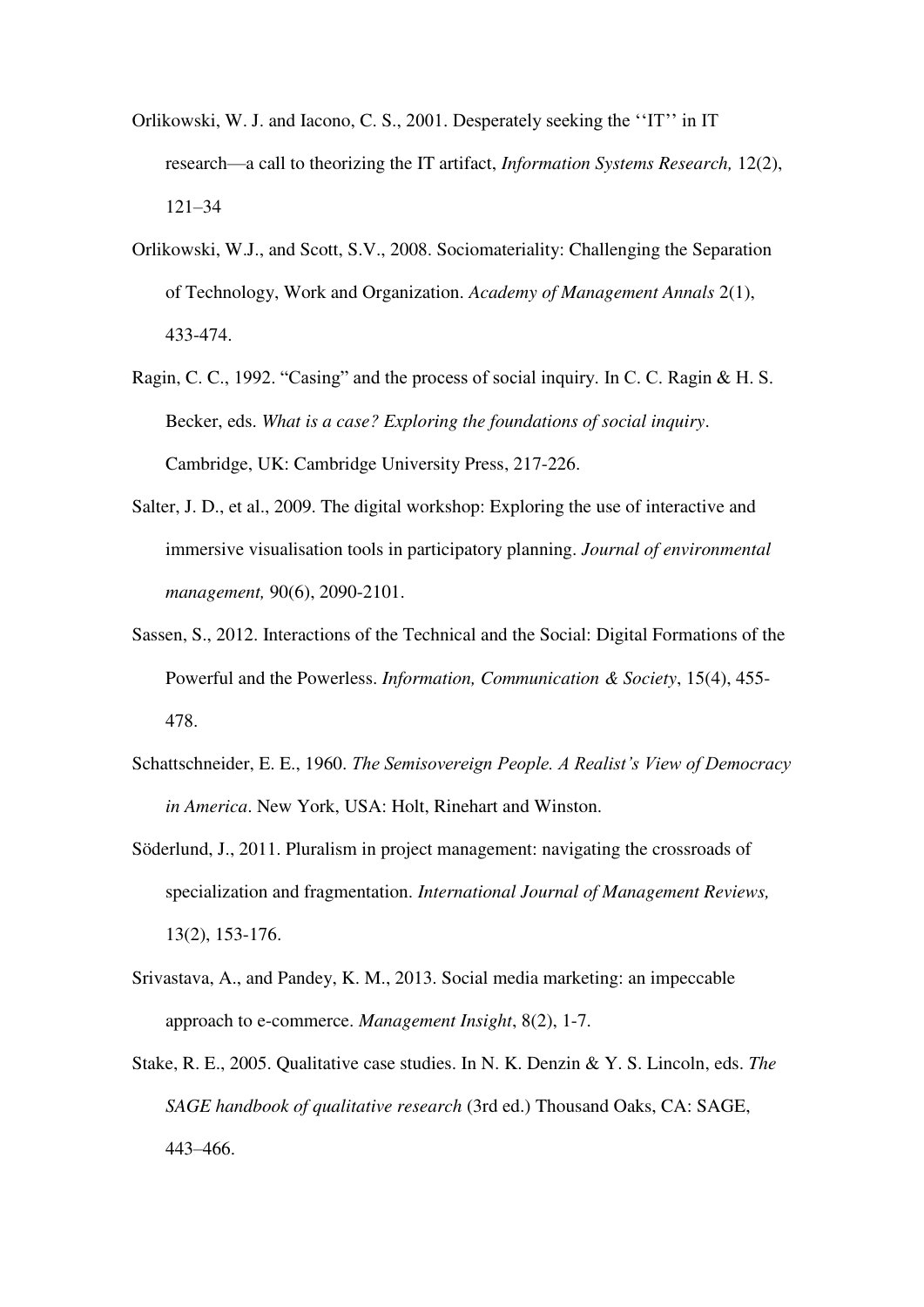Orlikowski, W. J. and Iacono, C. S., 2001. Desperately seeking the ''IT'' in IT research—a call to theorizing the IT artifact, *Information Systems Research,* 12(2), 121–34

Orlikowski, W.J., and Scott, S.V., 2008. Sociomateriality: Challenging the Separation of Technology, Work and Organization. *Academy of Management Annals* 2(1), 433-474.

Ragin, C. C., 1992. "Casing" and the process of social inquiry. In C. C. Ragin & H. S. Becker, eds. *What is a case? Exploring the foundations of social inquiry*. Cambridge, UK: Cambridge University Press, 217-226.

Salter, J. D., et al., 2009. The digital workshop: Exploring the use of interactive and immersive visualisation tools in participatory planning. *Journal of environmental management,* 90(6), 2090-2101.

Sassen, S., 2012. Interactions of the Technical and the Social: Digital Formations of the Powerful and the Powerless. *Information, Communication & Society*, 15(4), 455-478.

Schattschneider, E. E., 1960. *The Semisovereign People. A Realist's View of Democracy in America*. New York, USA: Holt, Rinehart and Winston.

Söderlund, J., 2011. Pluralism in project management: navigating the crossroads of specialization and fragmentation. *International Journal of Management Reviews,* 13(2), 153-176.

Srivastava, A., and Pandey, K. M., 2013. Social media marketing: an impeccable approach to e-commerce. *Management Insight*, 8(2), 1-7.

Stake, R. E., 2005. Qualitative case studies. In N. K. Denzin & Y. S. Lincoln, eds. *The SAGE handbook of qualitative research* (3rd ed.) Thousand Oaks, CA: SAGE, 443–466.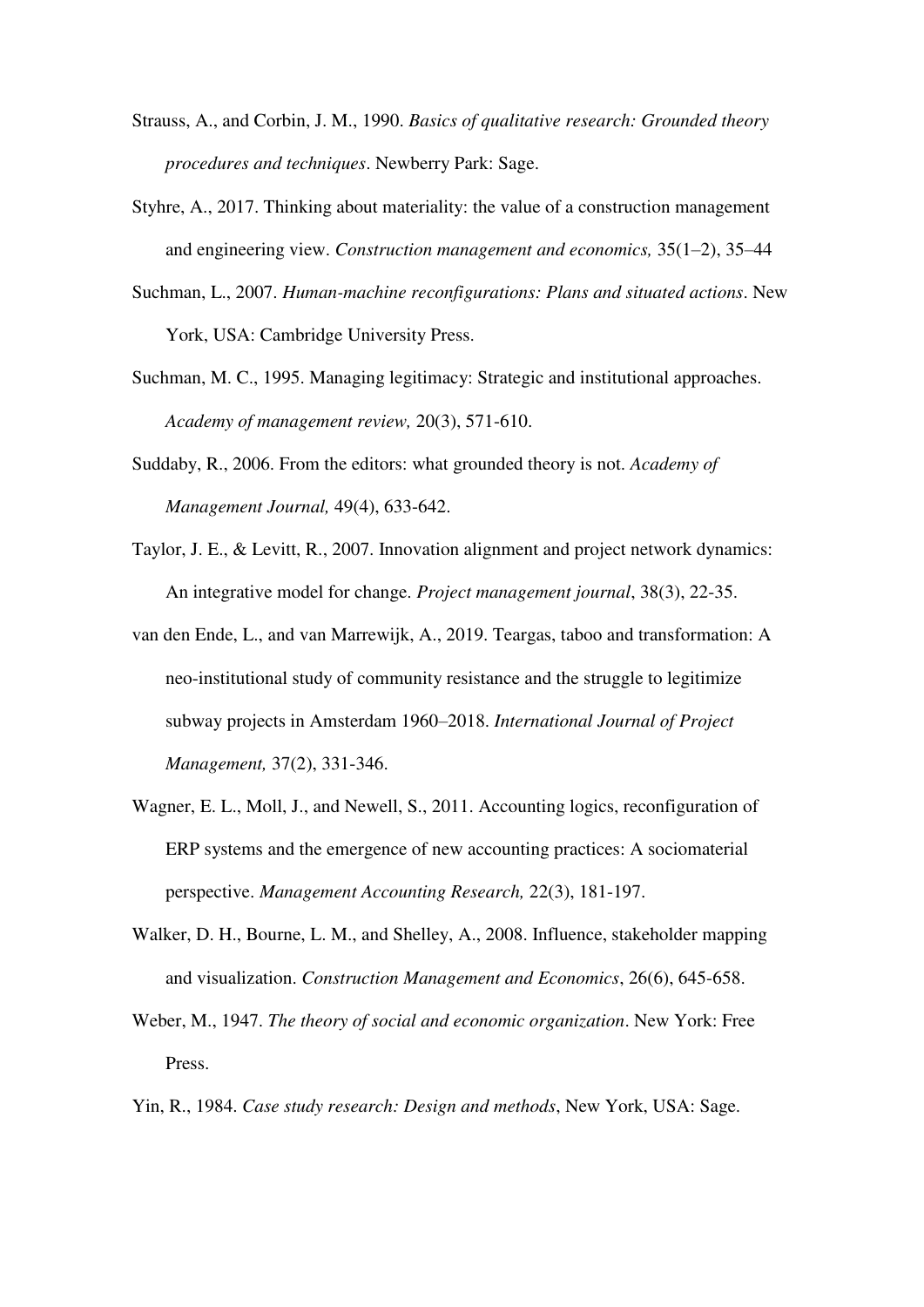Strauss, A., and Corbin, J. M., 1990. *Basics of qualitative research: Grounded theory procedures and techniques*. Newberry Park: Sage.

Styhre, A., 2017. Thinking about materiality: the value of a construction management and engineering view. *Construction management and economics,* 35(1–2), 35–44

Suchman, L., 2007. *Human-machine reconfigurations: Plans and situated actions*. New York, USA: Cambridge University Press.

Suchman, M. C., 1995. Managing legitimacy: Strategic and institutional approaches. *Academy of management review,* 20(3), 571-610.

Suddaby, R., 2006. From the editors: what grounded theory is not. *Academy of Management Journal,* 49(4), 633-642.

Taylor, J. E., & Levitt, R., 2007. Innovation alignment and project network dynamics: An integrative model for change. *Project management journal*, 38(3), 22-35.

van den Ende, L., and van Marrewijk, A., 2019. Teargas, taboo and transformation: A neo-institutional study of community resistance and the struggle to legitimize subway projects in Amsterdam 1960–2018. *International Journal of Project Management,* 37(2), 331-346.

Wagner, E. L., Moll, J., and Newell, S., 2011. Accounting logics, reconfiguration of ERP systems and the emergence of new accounting practices: A sociomaterial perspective. *Management Accounting Research,* 22(3), 181-197.

Walker, D. H., Bourne, L. M., and Shelley, A., 2008. Influence, stakeholder mapping and visualization. *Construction Management and Economics*, 26(6), 645-658.

Weber, M., 1947. *The theory of social and economic organization*. New York: Free Press.

Yin, R., 1984. *Case study research: Design and methods*, New York, USA: Sage.